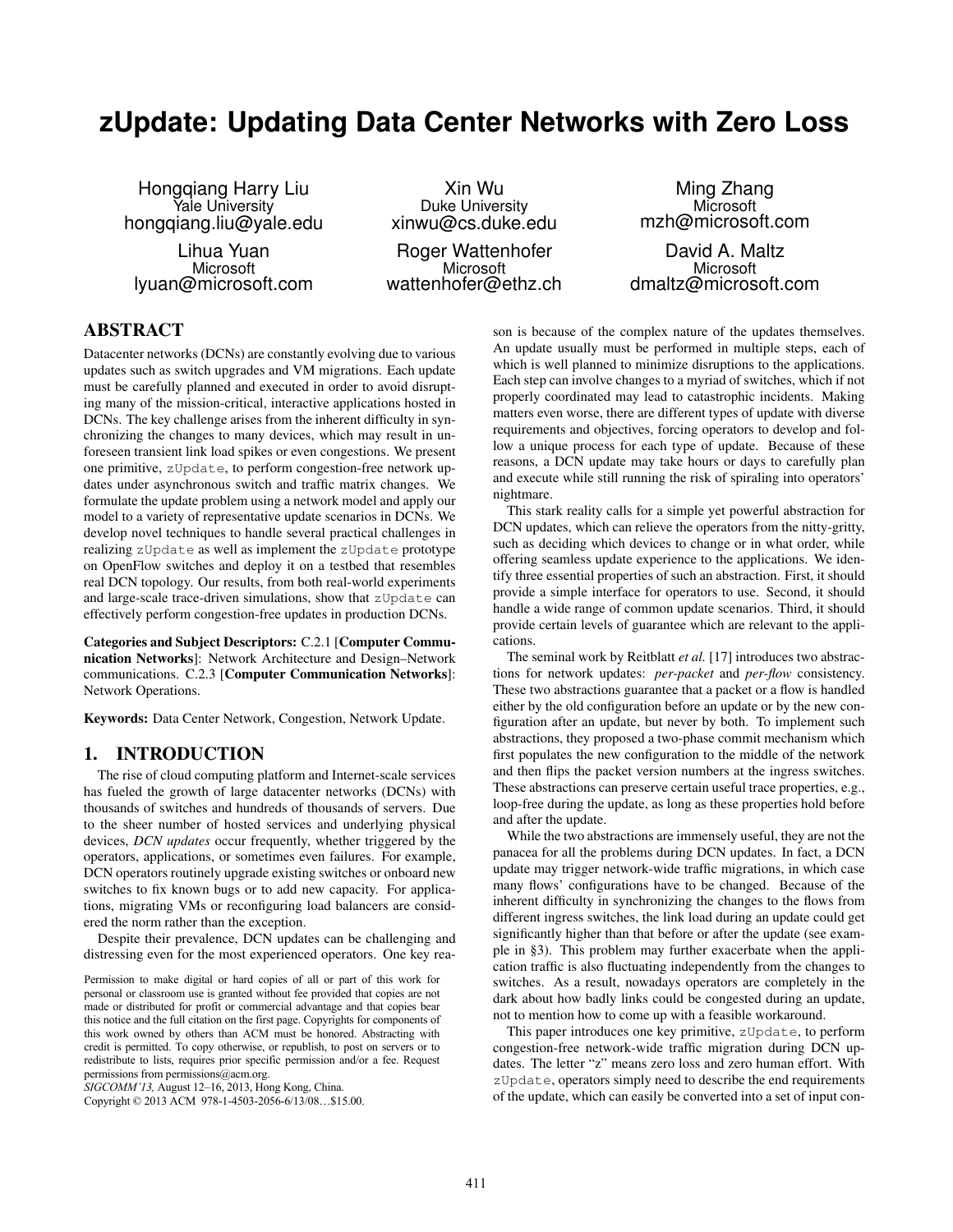# zUpdate: Updating Data Center Networks with Zero Loss

Hongqiang Harry Liu
Yale University
hongqiang.liu@yale.edu

Xin Wu
Duke University
xinwu@cs.duke.edu

Ming Zhang
Microsoft
mzh@microsoft.com

Lihua Yuan
Microsoft
lyuan@microsoft.com

Roger Wattenhofer
Microsoft
wattenhofer@ethz.ch

David A. Maltz
Microsoft
dmaltz@microsoft.com

## ABSTRACT

Datacenter networks (DCNs) are constantly evolving due to various updates such as switch upgrades and VM migrations. Each update must be carefully planned and executed in order to avoid disrupting many of the mission-critical, interactive applications hosted in DCNs. The key challenge arises from the inherent difficulty in synchronizing the changes to many devices, which may result in unforeseen transient link load spikes or even congestions. We present one primitive, `zUpdate`, to perform congestion-free network updates under asynchronous switch and traffic matrix changes. We formulate the update problem using a network model and apply our model to a variety of representative update scenarios in DCNs. We develop novel techniques to handle several practical challenges in realizing `zUpdate` as well as implement the `zUpdate` prototype on OpenFlow switches and deploy it on a testbed that resembles real DCN topology. Our results, from both real-world experiments and large-scale trace-driven simulations, show that `zUpdate` can effectively perform congestion-free updates in production DCNs.

**Categories and Subject Descriptors:** C.2.1 [**Computer Communication Networks**]: Network Architecture and Design–Network communications. C.2.3 [**Computer Communication Networks**]: Network Operations.

**Keywords:** Data Center Network, Congestion, Network Update.

## 1. INTRODUCTION

The rise of cloud computing platform and Internet-scale services has fueled the growth of large datacenter networks (DCNs) with thousands of switches and hundreds of thousands of servers. Due to the sheer number of hosted services and underlying physical devices, *DCN updates* occur frequently, whether triggered by the operators, applications, or sometimes even failures. For example, DCN operators routinely upgrade existing switches or onboard new switches to fix known bugs or to add new capacity. For applications, migrating VMs or reconfiguring load balancers are considered the norm rather than the exception.

Despite their prevalence, DCN updates can be challenging and distressing even for the most experienced operators. One key reason is because of the complex nature of the updates themselves. An update usually must be performed in multiple steps, each of which is well planned to minimize disruptions to the applications. Each step can involve changes to a myriad of switches, which if not properly coordinated may lead to catastrophic incidents. Making matters even worse, there are different types of update with diverse requirements and objectives, forcing operators to develop and follow a unique process for each type of update. Because of these reasons, a DCN update may take hours or days to carefully plan and execute while still running the risk of spiraling into operators' nightmare.

This stark reality calls for a simple yet powerful abstraction for DCN updates, which can relieve the operators from the nitty-gritty, such as deciding which devices to change or in what order, while offering seamless update experience to the applications. We identify three essential properties of such an abstraction. First, it should provide a simple interface for operators to use. Second, it should handle a wide range of common update scenarios. Third, it should provide certain levels of guarantee which are relevant to the applications.

The seminal work by Reitblatt *et al.* [17] introduces two abstractions for network updates: *per-packet* and *per-flow* consistency. These two abstractions guarantee that a packet or a flow is handled either by the old configuration before an update or by the new configuration after an update, but never by both. To implement such abstractions, they proposed a two-phase commit mechanism which first populates the new configuration to the middle of the network and then flips the packet version numbers at the ingress switches. These abstractions can preserve certain useful trace properties, e.g., loop-free during the update, as long as these properties hold before and after the update.

While the two abstractions are immensely useful, they are not the panacea for all the problems during DCN updates. In fact, a DCN update may trigger network-wide traffic migrations, in which case many flows' configurations have to be changed. Because of the inherent difficulty in synchronizing the changes to the flows from different ingress switches, the link load during an update could get significantly higher than that before or after the update (see example in §3). This problem may further exacerbate when the application traffic is also fluctuating independently from the changes to switches. As a result, nowadays operators are completely in the dark about how badly links could be congested during an update, not to mention how to come up with a feasible workaround.

This paper introduces one key primitive, `zUpdate`, to perform congestion-free network-wide traffic migration during DCN updates. The letter "z" means zero loss and zero human effort. With `zUpdate`, operators simply need to describe the end requirements of the update, which can easily be converted into a set of input con-

Permission to make digital or hard copies of all or part of this work for personal or classroom use is granted without fee provided that copies are not made or distributed for profit or commercial advantage and that copies bear this notice and the full citation on the first page. Copyrights for components of this work owned by others than ACM must be honored. Abstracting with credit is permitted. To copy otherwise, or republish, to post on servers or to redistribute to lists, requires prior specific permission and/or a fee. Request permissions from permissions@acm.org.
*SIGCOMM'13,* August 12–16, 2013, Hong Kong, China.
Copyright © 2013 ACM 978-1-4503-2056-6/13/08…$15.00.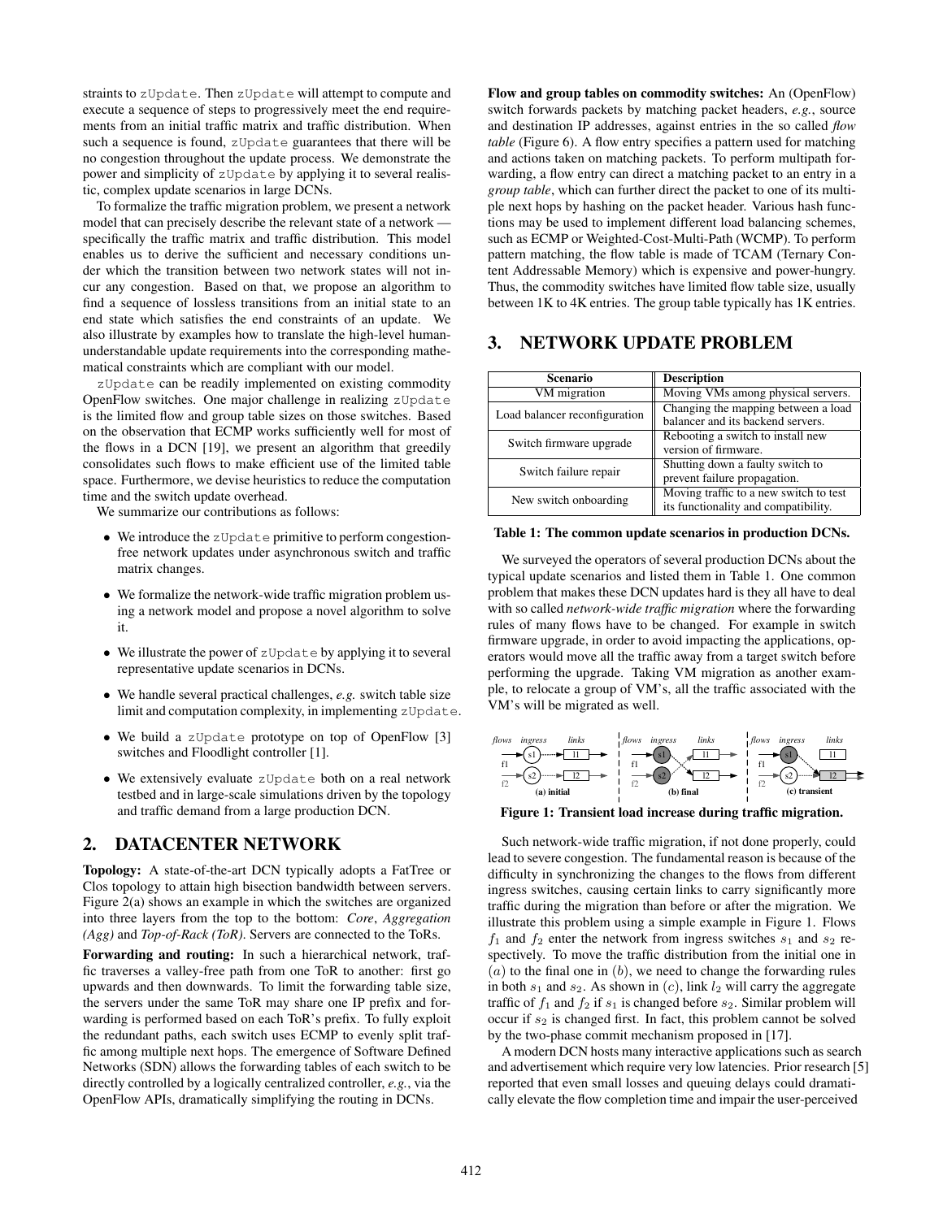straints to zUpdate. Then zUpdate will attempt to compute and execute a sequence of steps to progressively meet the end requirements from an initial traffic matrix and traffic distribution. When such a sequence is found, zUpdate guarantees that there will be no congestion throughout the update process. We demonstrate the power and simplicity of zUpdate by applying it to several realistic, complex update scenarios in large DCNs.

To formalize the traffic migration problem, we present a network model that can precisely describe the relevant state of a network — specifically the traffic matrix and traffic distribution. This model enables us to derive the sufficient and necessary conditions under which the transition between two network states will not incur any congestion. Based on that, we propose an algorithm to find a sequence of lossless transitions from an initial state to an end state which satisfies the end constraints of an update. We also illustrate by examples how to translate the high-level human-understandable update requirements into the corresponding mathematical constraints which are compliant with our model.

zUpdate can be readily implemented on existing commodity OpenFlow switches. One major challenge in realizing zUpdate is the limited flow and group table sizes on those switches. Based on the observation that ECMP works sufficiently well for most of the flows in a DCN [19], we present an algorithm that greedily consolidates such flows to make efficient use of the limited table space. Furthermore, we devise heuristics to reduce the computation time and the switch update overhead.

We summarize our contributions as follows:

- We introduce the zUpdate primitive to perform congestion-free network updates under asynchronous switch and traffic matrix changes.
- We formalize the network-wide traffic migration problem using a network model and propose a novel algorithm to solve it.
- We illustrate the power of zUpdate by applying it to several representative update scenarios in DCNs.
- We handle several practical challenges, *e.g.* switch table size limit and computation complexity, in implementing zUpdate.
- We build a zUpdate prototype on top of OpenFlow [3] switches and Floodlight controller [1].
- We extensively evaluate zUpdate both on a real network testbed and in large-scale simulations driven by the topology and traffic demand from a large production DCN.

## 2. DATACENTER NETWORK

**Topology:** A state-of-the-art DCN typically adopts a FatTree or Clos topology to attain high bisection bandwidth between servers. Figure 2(a) shows an example in which the switches are organized into three layers from the top to the bottom: *Core*, *Aggregation (Agg)* and *Top-of-Rack (ToR)*. Servers are connected to the ToRs.

**Forwarding and routing:** In such a hierarchical network, traffic traverses a valley-free path from one ToR to another: first go upwards and then downwards. To limit the forwarding table size, the servers under the same ToR may share one IP prefix and forwarding is performed based on each ToR's prefix. To fully exploit the redundant paths, each switch uses ECMP to evenly split traffic among multiple next hops. The emergence of Software Defined Networks (SDN) allows the forwarding tables of each switch to be directly controlled by a logically centralized controller, *e.g.*, via the OpenFlow APIs, dramatically simplifying the routing in DCNs.

**Flow and group tables on commodity switches:** An (OpenFlow) switch forwards packets by matching packet headers, *e.g.*, source and destination IP addresses, against entries in the so called *flow table* (Figure 6). A flow entry specifies a pattern used for matching and actions taken on matching packets. To perform multipath forwarding, a flow entry can direct a matching packet to an entry in a *group table*, which can further direct the packet to one of its multiple next hops by hashing on the packet header. Various hash functions may be used to implement different load balancing schemes, such as ECMP or Weighted-Cost-Multi-Path (WCMP). To perform pattern matching, the flow table is made of TCAM (Ternary Content Addressable Memory) which is expensive and power-hungry. Thus, the commodity switches have limited flow table size, usually between 1K to 4K entries. The group table typically has 1K entries.

## 3. NETWORK UPDATE PROBLEM

| Scenario | Description |
|---|---|
| VM migration | Moving VMs among physical servers. |
| Load balancer reconfiguration | Changing the mapping between a load balancer and its backend servers. |
| Switch firmware upgrade | Rebooting a switch to install new version of firmware. |
| Switch failure repair | Shutting down a faulty switch to prevent failure propagation. |
| New switch onboarding | Moving traffic to a new switch to test its functionality and compatibility. |

**Table 1: The common update scenarios in production DCNs.**

We surveyed the operators of several production DCNs about the typical update scenarios and listed them in Table 1. One common problem that makes these DCN updates hard is they all have to deal with so called *network-wide traffic migration* where the forwarding rules of many flows have to be changed. For example in switch firmware upgrade, in order to avoid impacting the applications, operators would move all the traffic away from a target switch before performing the upgrade. Taking VM migration as another example, to relocate a group of VM's, all the traffic associated with the VM's will be migrated as well.

flows ingress links
f1 s1 l1
f2 s2 l2
(a) initial
(b) final
(c) transient

**Figure 1: Transient load increase during traffic migration.**

Such network-wide traffic migration, if not done properly, could lead to severe congestion. The fundamental reason is because of the difficulty in synchronizing the changes to the flows from different ingress switches, causing certain links to carry significantly more traffic during the migration than before or after the migration. We illustrate this problem using a simple example in Figure 1. Flows $f_1$ and $f_2$ enter the network from ingress switches $s_1$ and $s_2$ respectively. To move the traffic distribution from the initial one in $(a)$ to the final one in $(b)$, we need to change the forwarding rules in both $s_1$ and $s_2$. As shown in $(c)$, link $l_2$ will carry the aggregate traffic of $f_1$ and $f_2$ if $s_1$ is changed before $s_2$. Similar problem will occur if $s_2$ is changed first. In fact, this problem cannot be solved by the two-phase commit mechanism proposed in [17].

A modern DCN hosts many interactive applications such as search and advertisement which require very low latencies. Prior research [5] reported that even small losses and queuing delays could dramatically elevate the flow completion time and impair the user-perceived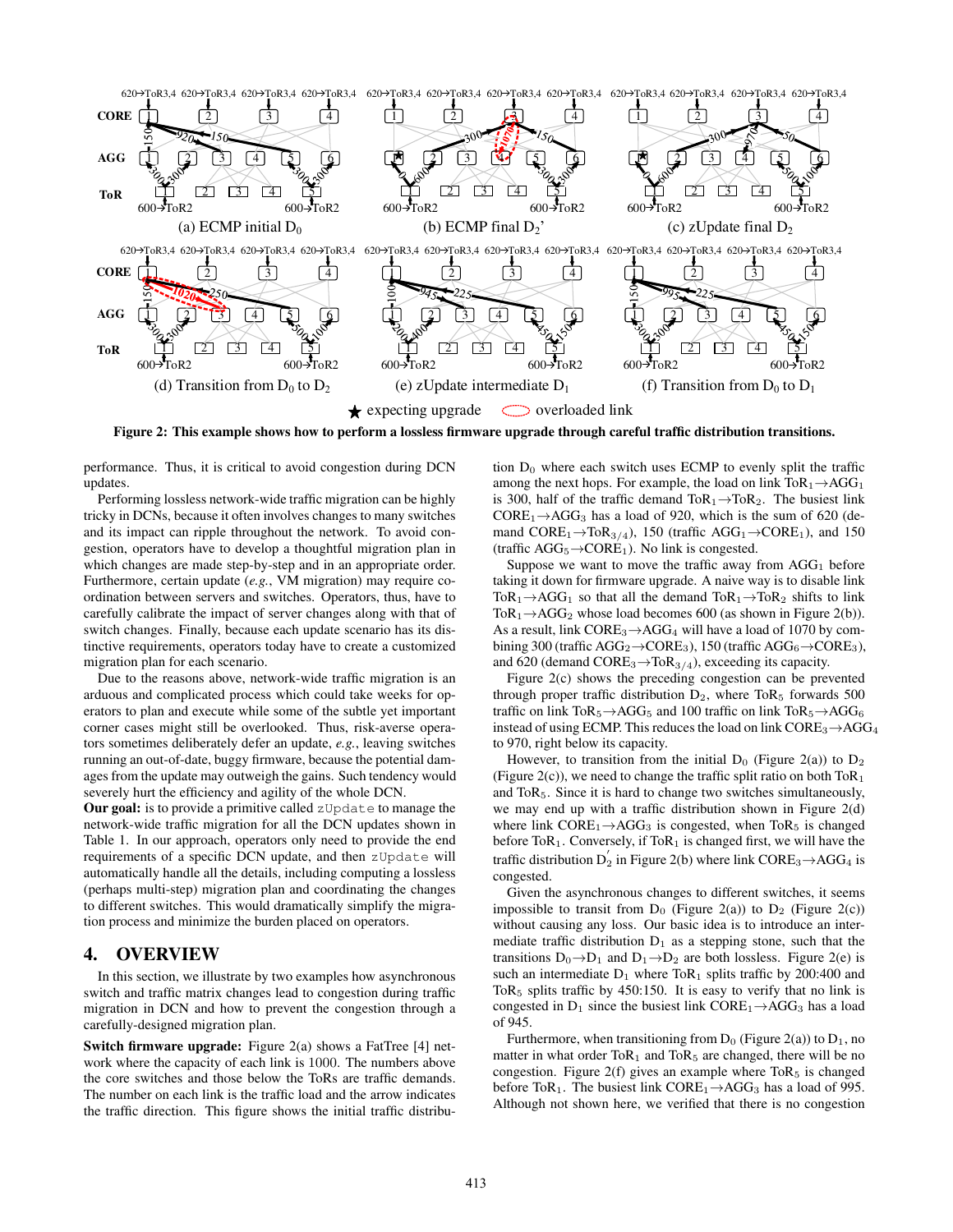Figure 2: This example shows how to perform a lossless firmware upgrade through careful traffic distribution transitions.

performance. Thus, it is critical to avoid congestion during DCN updates.

Performing lossless network-wide traffic migration can be highly tricky in DCNs, because it often involves changes to many switches and its impact can ripple throughout the network. To avoid congestion, operators have to develop a thoughtful migration plan in which changes are made step-by-step and in an appropriate order. Furthermore, certain update (*e.g.*, VM migration) may require coordination between servers and switches. Operators, thus, have to carefully calibrate the impact of server changes along with that of switch changes. Finally, because each update scenario has its distinctive requirements, operators today have to create a customized migration plan for each scenario.

Due to the reasons above, network-wide traffic migration is an arduous and complicated process which could take weeks for operators to plan and execute while some of the subtle yet important corner cases might still be overlooked. Thus, risk-averse operators sometimes deliberately defer an update, *e.g.*, leaving switches running an out-of-date, buggy firmware, because the potential damages from the update may outweigh the gains. Such tendency would severely hurt the efficiency and agility of the whole DCN.

**Our goal:** is to provide a primitive called `zUpdate` to manage the network-wide traffic migration for all the DCN updates shown in Table 1. In our approach, operators only need to provide the end requirements of a specific DCN update, and then `zUpdate` will automatically handle all the details, including computing a lossless (perhaps multi-step) migration plan and coordinating the changes to different switches. This would dramatically simplify the migration process and minimize the burden placed on operators.

## 4. OVERVIEW

In this section, we illustrate by two examples how asynchronous switch and traffic matrix changes lead to congestion during traffic migration in DCN and how to prevent the congestion through a carefully-designed migration plan.

**Switch firmware upgrade:** Figure 2(a) shows a FatTree [4] network where the capacity of each link is 1000. The numbers above the core switches and those below the ToRs are traffic demands. The number on each link is the traffic load and the arrow indicates the traffic direction. This figure shows the initial traffic distribution $D_0$ where each switch uses ECMP to evenly split the traffic among the next hops. For example, the load on link $ToR_1 \rightarrow AGG_1$ is 300, half of the traffic demand $ToR_1 \rightarrow ToR_2$. The busiest link $CORE_1 \rightarrow AGG_3$ has a load of 920, which is the sum of 620 (demand $CORE_1 \rightarrow ToR_{3/4}$), 150 (traffic $AGG_1 \rightarrow CORE_1$), and 150 (traffic $AGG_5 \rightarrow CORE_1$). No link is congested.

Suppose we want to move the traffic away from $AGG_1$ before taking it down for firmware upgrade. A naive way is to disable link $ToR_1 \rightarrow AGG_1$ so that all the demand $ToR_1 \rightarrow ToR_2$ shifts to link $ToR_1 \rightarrow AGG_2$ whose load becomes 600 (as shown in Figure 2(b)). As a result, link $CORE_3 \rightarrow AGG_4$ will have a load of 1070 by combining 300 (traffic $AGG_2 \rightarrow CORE_3$), 150 (traffic $AGG_6 \rightarrow CORE_3$), and 620 (demand $CORE_3 \rightarrow ToR_{3/4}$), exceeding its capacity.

Figure 2(c) shows the preceding congestion can be prevented through proper traffic distribution $D_2$, where $ToR_5$ forwards 500 traffic on link $ToR_5 \rightarrow AGG_5$ and 100 traffic on link $ToR_5 \rightarrow AGG_6$ instead of using ECMP. This reduces the load on link $CORE_3 \rightarrow AGG_4$ to 970, right below its capacity.

However, to transition from the initial $D_0$ (Figure 2(a)) to $D_2$ (Figure 2(c)), we need to change the traffic split ratio on both $ToR_1$ and $ToR_5$. Since it is hard to change two switches simultaneously, we may end up with a traffic distribution shown in Figure 2(d) where link $CORE_1 \rightarrow AGG_3$ is congested, when $ToR_5$ is changed before $ToR_1$. Conversely, if $ToR_1$ is changed first, we will have the traffic distribution $D_2'$ in Figure 2(b) where link $CORE_3 \rightarrow AGG_4$ is congested.

Given the asynchronous changes to different switches, it seems impossible to transit from $D_0$ (Figure 2(a)) to $D_2$ (Figure 2(c)) without causing any loss. Our basic idea is to introduce an intermediate traffic distribution $D_1$ as a stepping stone, such that the transitions $D_0 \rightarrow D_1$ and $D_1 \rightarrow D_2$ are both lossless. Figure 2(e) is such an intermediate $D_1$ where $ToR_1$ splits traffic by 200:400 and $ToR_5$ splits traffic by 450:150. It is easy to verify that no link is congested in $D_1$ since the busiest link $CORE_1 \rightarrow AGG_3$ has a load of 945.

Furthermore, when transitioning from $D_0$ (Figure 2(a)) to $D_1$, no matter in what order $ToR_1$ and $ToR_5$ are changed, there will be no congestion. Figure 2(f) gives an example where $ToR_5$ is changed before $ToR_1$. The busiest link $CORE_1 \rightarrow AGG_3$ has a load of 995. Although not shown here, we verified that there is no congestion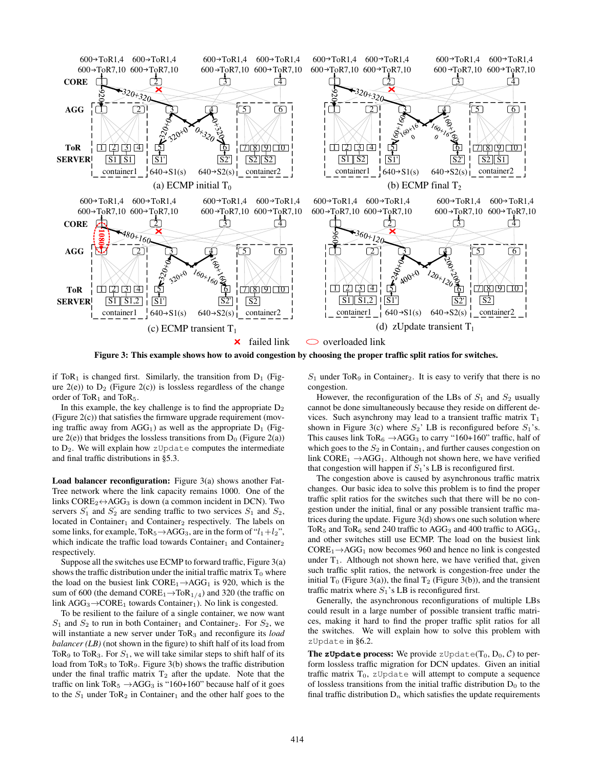Figure 3: This example shows how to avoid congestion by choosing the proper traffic split ratios for switches.

if $ToR_1$ is changed first. Similarly, the transition from $D_1$ (Figure 2(e)) to $D_2$ (Figure 2(c)) is lossless regardless of the change order of $ToR_1$ and $ToR_5$.

In this example, the key challenge is to find the appropriate $D_2$ (Figure 2(c)) that satisfies the firmware upgrade requirement (moving traffic away from $AGG_1$) as well as the appropriate $D_1$ (Figure 2(e)) that bridges the lossless transitions from $D_0$ (Figure 2(a)) to $D_2$. We will explain how zUpdate computes the intermediate and final traffic distributions in §5.3.

**Load balancer reconfiguration:** Figure 3(a) shows another FatTree network where the link capacity remains 1000. One of the links $CORE_2 \leftrightarrow AGG_3$ is down (a common incident in DCN). Two servers $S_1'$ and $S_2'$ are sending traffic to two services $S_1$ and $S_2$, located in $Container_1$ and $Container_2$ respectively. The labels on some links, for example, $ToR_5 \rightarrow AGG_3$, are in the form of "$l_1+l_2$", which indicate the traffic load towards $Container_1$ and $Container_2$ respectively.

Suppose all the switches use ECMP to forward traffic, Figure 3(a) shows the traffic distribution under the initial traffic matrix $T_0$ where the load on the busiest link $CORE_1 \rightarrow AGG_1$ is 920, which is the sum of 600 (the demand $CORE_1 \rightarrow ToR_{1/4}$) and 320 (the traffic on link $AGG_3 \rightarrow CORE_1$ towards $Container_1$). No link is congested.

To be resilient to the failure of a single container, we now want $S_1$ and $S_2$ to run in both $Container_1$ and $Container_2$. For $S_2$, we will instantiate a new server under $ToR_3$ and reconfigure its *load balancer (LB)* (not shown in the figure) to shift half of its load from $ToR_9$ to $ToR_3$. For $S_1$, we will take similar steps to shift half of its load from $ToR_3$ to $ToR_9$. Figure 3(b) shows the traffic distribution under the final traffic matrix $T_2$ after the update. Note that the traffic on link $ToR_5 \rightarrow AGG_3$ is "160+160" because half of it goes to the $S_1$ under $ToR_2$ in $Container_1$ and the other half goes to the $S_1$ under $ToR_9$ in $Container_2$. It is easy to verify that there is no congestion.

However, the reconfiguration of the LBs of $S_1$ and $S_2$ usually cannot be done simultaneously because they reside on different devices. Such asynchrony may lead to a transient traffic matrix $T_1$ shown in Figure 3(c) where $S_2$' LB is reconfigured before $S_1$'s. This causes link $ToR_6 \rightarrow AGG_3$ to carry "160+160" traffic, half of which goes to the $S_2$ in $Contain_1$, and further causes congestion on link $CORE_1 \rightarrow AGG_1$. Although not shown here, we have verified that congestion will happen if $S_1$'s LB is reconfigured first.

The congestion above is caused by asynchronous traffic matrix changes. Our basic idea to solve this problem is to find the proper traffic split ratios for the switches such that there will be no congestion under the initial, final or any possible transient traffic matrices during the update. Figure 3(d) shows one such solution where $ToR_5$ and $ToR_6$ send 240 traffic to $AGG_3$ and 400 traffic to $AGG_4$, and other switches still use ECMP. The load on the busiest link $CORE_1 \rightarrow AGG_1$ now becomes 960 and hence no link is congested under $T_1$. Although not shown here, we have verified that, given such traffic split ratios, the network is congestion-free under the initial $T_0$ (Figure 3(a)), the final $T_2$ (Figure 3(b)), and the transient traffic matrix where $S_1$'s LB is reconfigured first.

Generally, the asynchronous reconfigurations of multiple LBs could result in a large number of possible transient traffic matrices, making it hard to find the proper traffic split ratios for all the switches. We will explain how to solve this problem with zUpdate in §6.2.

**The zUpdate process:** We provide zUpdate($T_0$, $D_0$, $\mathcal{C}$) to perform lossless traffic migration for DCN updates. Given an initial traffic matrix $T_0$, zUpdate will attempt to compute a sequence of lossless transitions from the initial traffic distribution $D_0$ to the final traffic distribution $D_n$ which satisfies the update requirements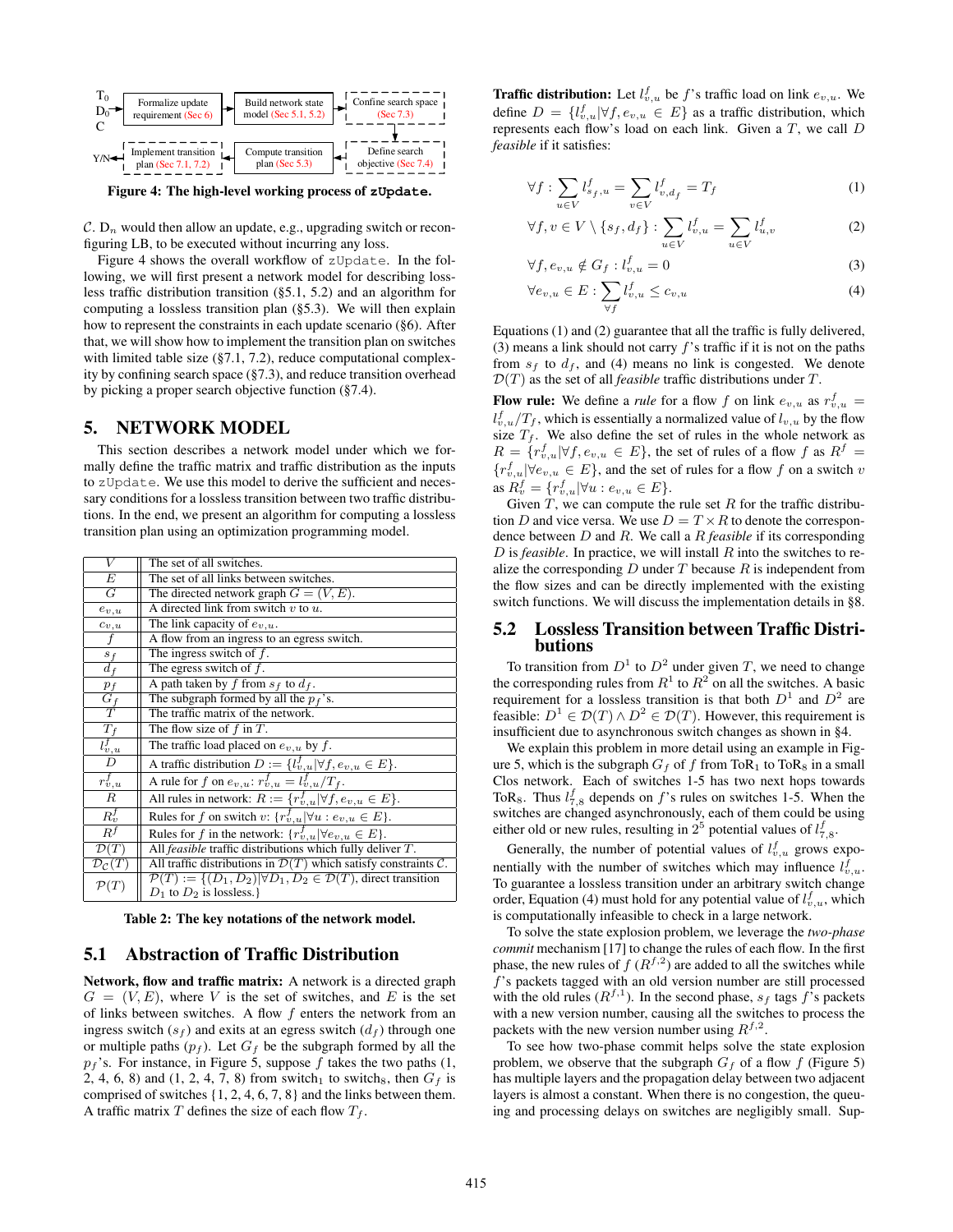T0 D0 C → Formalize update requirement (Sec 6) → Build network state model (Sec 5.1, 5.2) → Confine search space (Sec 7.3) → Define search objective (Sec 7.4) → Compute transition plan (Sec 5.3) → Implement transition plan (Sec 7.1, 7.2) → Y/N

**Figure 4: The high-level working process of zUpdate.**

$\mathcal{C}$. $D_n$ would then allow an update, e.g., upgrading switch or reconfiguring LB, to be executed without incurring any loss.

Figure 4 shows the overall workflow of zUpdate. In the following, we will first present a network model for describing lossless traffic distribution transition (§5.1, 5.2) and an algorithm for computing a lossless transition plan (§5.3). We will then explain how to represent the constraints in each update scenario (§6). After that, we will show how to implement the transition plan on switches with limited table size (§7.1, 7.2), reduce computational complexity by confining search space (§7.3), and reduce transition overhead by picking a proper search objective function (§7.4).

## 5. NETWORK MODEL

This section describes a network model under which we formally define the traffic matrix and traffic distribution as the inputs to zUpdate. We use this model to derive the sufficient and necessary conditions for a lossless transition between two traffic distributions. In the end, we present an algorithm for computing a lossless transition plan using an optimization programming model.

| | |
|---|---|
| $V$ | The set of all switches. |
| $E$ | The set of all links between switches. |
| $G$ | The directed network graph $G = (V, E)$. |
| $e_{v,u}$ | A directed link from switch $v$ to $u$. |
| $c_{v,u}$ | The link capacity of $e_{v,u}$. |
| $f$ | A flow from an ingress to an egress switch. |
| $s_f$ | The ingress switch of $f$. |
| $d_f$ | The egress switch of $f$. |
| $p_f$ | A path taken by $f$ from $s_f$ to $d_f$. |
| $G_f$ | The subgraph formed by all the $p_f$'s. |
| $T$ | The traffic matrix of the network. |
| $T_f$ | The flow size of $f$ in $T$. |
| $l^f_{v,u}$ | The traffic load placed on $e_{v,u}$ by $f$. |
| $D$ | A traffic distribution $D := \{l^f_{v,u} \vert \forall f, e_{v,u} \in E\}$. |
| $r^f_{v,u}$ | A rule for $f$ on $e_{v,u}$: $r^f_{v,u} = l^f_{v,u}/T_f$. |
| $R$ | All rules in network: $R := \{r^f_{v,u} \vert \forall f, e_{v,u} \in E\}$. |
| $R^f_v$ | Rules for $f$ on switch $v$: $\{r^f_{v,u} \vert \forall u : e_{v,u} \in E\}$. |
| $R^f$ | Rules for $f$ in the network: $\{r^f_{v,u} \vert \forall e_{v,u} \in E\}$. |
| $\mathcal{D}(T)$ | All *feasible* traffic distributions which fully deliver $T$. |
| $\mathcal{D}_{\mathcal{C}}(T)$ | All traffic distributions in $\mathcal{D}(T)$ which satisfy constraints $\mathcal{C}$. |
| $\mathcal{P}(T)$ | $\mathcal{P}(T) := \{(D_1, D_2) \vert \forall D_1, D_2 \in \mathcal{D}(T)$, direct transition $D_1$ to $D_2$ is lossless.$\}$ |

**Table 2: The key notations of the network model.**

### 5.1 Abstraction of Traffic Distribution

**Network, flow and traffic matrix:** A network is a directed graph $G = (V, E)$, where $V$ is the set of switches, and $E$ is the set of links between switches. A flow $f$ enters the network from an ingress switch ($s_f$) and exits at an egress switch ($d_f$) through one or multiple paths ($p_f$). Let $G_f$ be the subgraph formed by all the $p_f$'s. For instance, in Figure 5, suppose $f$ takes the two paths (1, 2, 4, 6, 8) and (1, 2, 4, 7, 8) from switch$_1$ to switch$_8$, then $G_f$ is comprised of switches {1, 2, 4, 6, 7, 8} and the links between them. A traffic matrix $T$ defines the size of each flow $T_f$.

**Traffic distribution:** Let $l^f_{v,u}$ be $f$'s traffic load on link $e_{v,u}$. We define $D = \{l^f_{v,u} \vert \forall f, e_{v,u} \in E\}$ as a traffic distribution, which represents each flow's load on each link. Given a $T$, we call $D$ *feasible* if it satisfies:

$$\forall f : \sum_{u \in V} l^f_{s_f,u} = \sum_{v \in V} l^f_{v,d_f} = T_f \tag{1}$$

$$\forall f, v \in V \setminus \{s_f, d_f\} : \sum_{u \in V} l^f_{v,u} = \sum_{u \in V} l^f_{u,v} \tag{2}$$

$$\forall f, e_{v,u} \notin G_f : l^f_{v,u} = 0 \tag{3}$$

$$\forall e_{v,u} \in E : \sum_{\forall f} l^f_{v,u} \le c_{v,u} \tag{4}$$

Equations (1) and (2) guarantee that all the traffic is fully delivered, (3) means a link should not carry $f$'s traffic if it is not on the paths from $s_f$ to $d_f$, and (4) means no link is congested. We denote $\mathcal{D}(T)$ as the set of all *feasible* traffic distributions under $T$.

**Flow rule:** We define a *rule* for a flow $f$ on link $e_{v,u}$ as $r^f_{v,u} = l^f_{v,u}/T_f$, which is essentially a normalized value of $l_{v,u}$ by the flow size $T_f$. We also define the set of rules in the whole network as $R = \{r^f_{v,u} \vert \forall f, e_{v,u} \in E\}$, the set of rules of a flow $f$ as $R^f = \{r^f_{v,u} \vert \forall e_{v,u} \in E\}$, and the set of rules for a flow $f$ on a switch $v$ as $R^f_v = \{r^f_{v,u} \vert \forall u : e_{v,u} \in E\}$.

Given $T$, we can compute the rule set $R$ for the traffic distribution $D$ and vice versa. We use $D = T \times R$ to denote the correspondence between $D$ and $R$. We call a $R$ *feasible* if its corresponding $D$ is *feasible*. In practice, we will install $R$ into the switches to realize the corresponding $D$ under $T$ because $R$ is independent from the flow sizes and can be directly implemented with the existing switch functions. We will discuss the implementation details in §8.

### 5.2 Lossless Transition between Traffic Distributions

To transition from $D^1$ to $D^2$ under given $T$, we need to change the corresponding rules from $R^1$ to $R^2$ on all the switches. A basic requirement for a lossless transition is that both $D^1$ and $D^2$ are feasible: $D^1 \in \mathcal{D}(T) \wedge D^2 \in \mathcal{D}(T)$. However, this requirement is insufficient due to asynchronous switch changes as shown in §4.

We explain this problem in more detail using an example in Figure 5, which is the subgraph $G_f$ of $f$ from ToR$_1$ to ToR$_8$ in a small Clos network. Each of switches 1-5 has two next hops towards ToR$_8$. Thus $l^f_{7,8}$ depends on $f$'s rules on switches 1-5. When the switches are changed asynchronously, each of them could be using either old or new rules, resulting in $2^5$ potential values of $l^f_{7,8}$.

Generally, the number of potential values of $l^f_{v,u}$ grows exponentially with the number of switches which may influence $l^f_{v,u}$. To guarantee a lossless transition under an arbitrary switch change order, Equation (4) must hold for any potential value of $l^f_{v,u}$, which is computationally infeasible to check in a large network.

To solve the state explosion problem, we leverage the *two-phase commit* mechanism [17] to change the rules of each flow. In the first phase, the new rules of $f$ ($R^{f,2}$) are added to all the switches while $f$'s packets tagged with an old version number are still processed with the old rules ($R^{f,1}$). In the second phase, $s_f$ tags $f$'s packets with a new version number, causing all the switches to process the packets with the new version number using $R^{f,2}$.

To see how two-phase commit helps solve the state explosion problem, we observe that the subgraph $G_f$ of a flow $f$ (Figure 5) has multiple layers and the propagation delay between two adjacent layers is almost a constant. When there is no congestion, the queuing and processing delays on switches are negligibly small. Sup-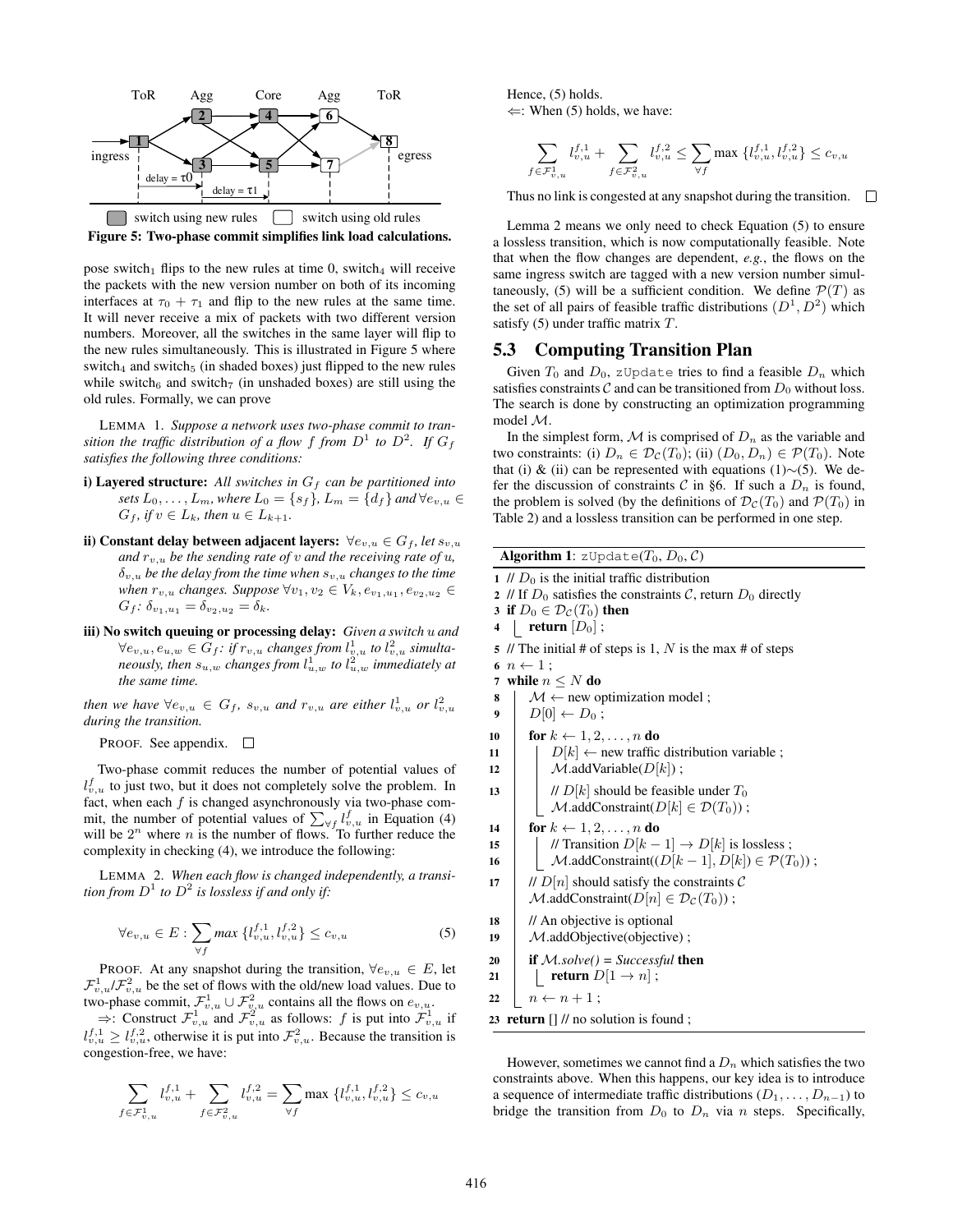ToR Agg Core Agg ToR

ingress egress

delay = τ0 delay = τ1

switch using new rules switch using old rules

**Figure 5: Two-phase commit simplifies link load calculations.**

pose switch$_1$ flips to the new rules at time 0, switch$_4$ will receive the packets with the new version number on both of its incoming interfaces at $\tau_0 + \tau_1$ and flip to the new rules at the same time. It will never receive a mix of packets with two different version numbers. Moreover, all the switches in the same layer will flip to the new rules simultaneously. This is illustrated in Figure 5 where switch$_4$ and switch$_5$ (in shaded boxes) just flipped to the new rules while switch$_6$ and switch$_7$ (in unshaded boxes) are still using the old rules. Formally, we can prove

LEMMA 1. *Suppose a network uses two-phase commit to transition the traffic distribution of a flow $f$ from $D^1$ to $D^2$. If $G_f$ satisfies the following three conditions:*

- **i) Layered structure:** *All switches in $G_f$ can be partitioned into sets $L_0, \ldots, L_m$, where $L_0 = \{s_f\}$, $L_m = \{d_f\}$ and $\forall e_{v,u} \in G_f$, if $v \in L_k$, then $u \in L_{k+1}$.*
- **ii) Constant delay between adjacent layers:** *$\forall e_{v,u} \in G_f$, let $s_{v,u}$ and $r_{v,u}$ be the sending rate of $v$ and the receiving rate of $u$, $\delta_{v,u}$ be the delay from the time when $s_{v,u}$ changes to the time when $r_{v,u}$ changes. Suppose $\forall v_1, v_2 \in V_k, e_{v_1,u_1}, e_{v_2,u_2} \in G_f$: $\delta_{v_1,u_1} = \delta_{v_2,u_2} = \delta_k$.*
- **iii) No switch queuing or processing delay:** *Given a switch $u$ and $\forall e_{v,u}, e_{u,w} \in G_f$: if $r_{v,u}$ changes from $l^1_{v,u}$ to $l^2_{v,u}$ simultaneously, then $s_{u,w}$ changes from $l^1_{u,w}$ to $l^2_{u,w}$ immediately at the same time.*

*then we have $\forall e_{v,u} \in G_f$, $s_{v,u}$ and $r_{v,u}$ are either $l^1_{v,u}$ or $l^2_{v,u}$ during the transition.*

PROOF. See appendix. □

Two-phase commit reduces the number of potential values of $l^f_{v,u}$ to just two, but it does not completely solve the problem. In fact, when each $f$ is changed asynchronously via two-phase commit, the number of potential values of $\sum_{\forall f} l^f_{v,u}$ in Equation (4) will be $2^n$ where $n$ is the number of flows. To further reduce the complexity in checking (4), we introduce the following:

LEMMA 2. *When each flow is changed independently, a transition from $D^1$ to $D^2$ is lossless if and only if:*

$$\forall e_{v,u} \in E : \sum_{\forall f} \max\{l^{f,1}_{v,u}, l^{f,2}_{v,u}\} \leq c_{v,u} \tag{5}$$

PROOF. At any snapshot during the transition, $\forall e_{v,u} \in E$, let $\mathcal{F}^1_{v,u}$/$\mathcal{F}^2_{v,u}$ be the set of flows with the old/new load values. Due to two-phase commit, $\mathcal{F}^1_{v,u} \cup \mathcal{F}^2_{v,u}$ contains all the flows on $e_{v,u}$.

⇒: Construct $\mathcal{F}^1_{v,u}$ and $\mathcal{F}^2_{v,u}$ as follows: $f$ is put into $\mathcal{F}^1_{v,u}$ if $l^{f,1}_{v,u} \geq l^{f,2}_{v,u}$, otherwise it is put into $\mathcal{F}^2_{v,u}$. Because the transition is congestion-free, we have:

$$\sum_{f \in \mathcal{F}^1_{v,u}} l^{f,1}_{v,u} + \sum_{f \in \mathcal{F}^2_{v,u}} l^{f,2}_{v,u} = \sum_{\forall f} \max\{l^{f,1}_{v,u}, l^{f,2}_{v,u}\} \leq c_{v,u}$$

Hence, (5) holds.

⇐: When (5) holds, we have:

$$\sum_{f \in \mathcal{F}^1_{v,u}} l^{f,1}_{v,u} + \sum_{f \in \mathcal{F}^2_{v,u}} l^{f,2}_{v,u} \leq \sum_{\forall f} \max\{l^{f,1}_{v,u}, l^{f,2}_{v,u}\} \leq c_{v,u}$$

Thus no link is congested at any snapshot during the transition. □

Lemma 2 means we only need to check Equation (5) to ensure a lossless transition, which is now computationally feasible. Note that when the flow changes are dependent, *e.g.*, the flows on the same ingress switch are tagged with a new version number simultaneously, (5) will be a sufficient condition. We define $\mathcal{P}(T)$ as the set of all pairs of feasible traffic distributions $(D^1, D^2)$ which satisfy (5) under traffic matrix $T$.

## 5.3 Computing Transition Plan

Given $T_0$ and $D_0$, zUpdate tries to find a feasible $D_n$ which satisfies constraints $\mathcal{C}$ and can be transitioned from $D_0$ without loss. The search is done by constructing an optimization programming model $\mathcal{M}$.

In the simplest form, $\mathcal{M}$ is comprised of $D_n$ as the variable and two constraints: (i) $D_n \in \mathcal{D}_{\mathcal{C}}(T_0)$; (ii) $(D_0, D_n) \in \mathcal{P}(T_0)$. Note that (i) & (ii) can be represented with equations (1)∼(5). We defer the discussion of constraints $\mathcal{C}$ in §6. If such a $D_n$ is found, the problem is solved (by the definitions of $\mathcal{D}_{\mathcal{C}}(T_0)$ and $\mathcal{P}(T_0)$ in Table 2) and a lossless transition can be performed in one step.

**Algorithm 1**: zUpdate($T_0$, $D_0$, $\mathcal{C}$)

```
1  // D0 is the initial traffic distribution
2  // If D0 satisfies the constraints C, return D0 directly
3  if D0 ∈ D_C(T0) then
4      return [D0] ;
5  // The initial # of steps is 1, N is the max # of steps
6  n ← 1 ;
7  while n ≤ N do
8      M ← new optimization model ;
9      D[0] ← D0 ;
10     for k ← 1, 2, . . . , n do
11         D[k] ← new traffic distribution variable ;
12         M.addVariable(D[k]) ;
13         // D[k] should be feasible under T0
           M.addConstraint(D[k] ∈ D(T0)) ;
14     for k ← 1, 2, . . . , n do
15         // Transition D[k − 1] → D[k] is lossless ;
16         M.addConstraint((D[k − 1], D[k]) ∈ P(T0)) ;
17     // D[n] should satisfy the constraints C
       M.addConstraint(D[n] ∈ D_C(T0)) ;
18     // An objective is optional
19     M.addObjective(objective) ;
20     if M.solve() = Successful then
21         return D[1 → n] ;
22     n ← n + 1 ;
23 return [] // no solution is found ;
```

However, sometimes we cannot find a $D_n$ which satisfies the two constraints above. When this happens, our key idea is to introduce a sequence of intermediate traffic distributions $(D_1, \ldots, D_{n-1})$ to bridge the transition from $D_0$ to $D_n$ via $n$ steps. Specifically,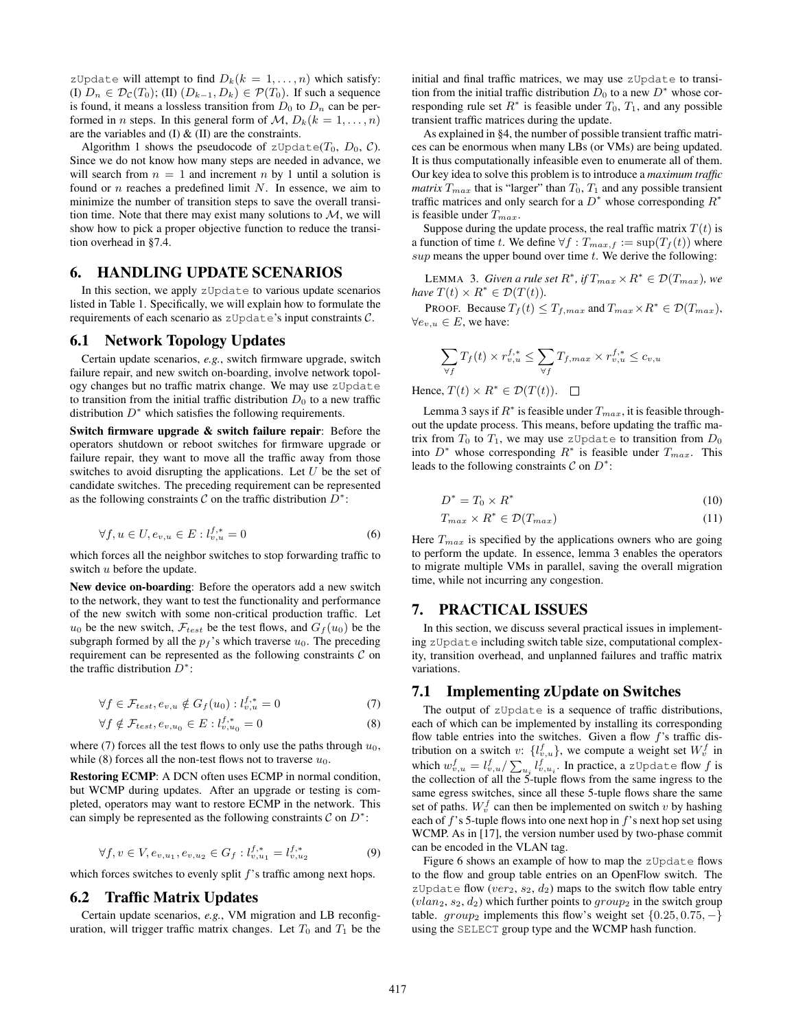`zUpdate` will attempt to find $D_k (k = 1, \dots, n)$ which satisfy: (I) $D_n \in \mathcal{D}_{\mathcal{C}}(T_0)$; (II) $(D_{k-1}, D_k) \in \mathcal{P}(T_0)$. If such a sequence is found, it means a lossless transition from $D_0$ to $D_n$ can be performed in $n$ steps. In this general form of $\mathcal{M}$, $D_k (k = 1, \dots, n)$ are the variables and (I) & (II) are the constraints.

Algorithm 1 shows the pseudocode of `zUpdate`($T_0$, $D_0$, $\mathcal{C}$). Since we do not know how many steps are needed in advance, we will search from $n = 1$ and increment $n$ by 1 until a solution is found or $n$ reaches a predefined limit $N$. In essence, we aim to minimize the number of transition steps to save the overall transition time. Note that there may exist many solutions to $\mathcal{M}$, we will show how to pick a proper objective function to reduce the transition overhead in §7.4.

# 6. HANDLING UPDATE SCENARIOS

In this section, we apply `zUpdate` to various update scenarios listed in Table 1. Specifically, we will explain how to formulate the requirements of each scenario as `zUpdate`'s input constraints $\mathcal{C}$.

## 6.1 Network Topology Updates

Certain update scenarios, *e.g.*, switch firmware upgrade, switch failure repair, and new switch on-boarding, involve network topology changes but no traffic matrix change. We may use `zUpdate` to transition from the initial traffic distribution $D_0$ to a new traffic distribution $D^*$ which satisfies the following requirements.

**Switch firmware upgrade & switch failure repair**: Before the operators shutdown or reboot switches for firmware upgrade or failure repair, they want to move all the traffic away from those switches to avoid disrupting the applications. Let $U$ be the set of candidate switches. The preceding requirement can be represented as the following constraints $\mathcal{C}$ on the traffic distribution $D^*$:

$$\forall f, u \in U, e_{v,u} \in E : l_{v,u}^{f,*} = 0 \tag{6}$$

which forces all the neighbor switches to stop forwarding traffic to switch $u$ before the update.

**New device on-boarding**: Before the operators add a new switch to the network, they want to test the functionality and performance of the new switch with some non-critical production traffic. Let $u_0$ be the new switch, $\mathcal{F}_{test}$ be the test flows, and $G_f(u_0)$ be the subgraph formed by all the $p_f$'s which traverse $u_0$. The preceding requirement can be represented as the following constraints $\mathcal{C}$ on the traffic distribution $D^*$:

$$\forall f \in \mathcal{F}_{test}, e_{v,u} \notin G_f(u_0) : l_{v,u}^{f,*} = 0 \tag{7}$$

$$\forall f \notin \mathcal{F}_{test}, e_{v,u_0} \in E : l_{v,u_0}^{f,*} = 0 \tag{8}$$

where (7) forces all the test flows to only use the paths through $u_0$, while (8) forces all the non-test flows not to traverse $u_0$.

**Restoring ECMP**: A DCN often uses ECMP in normal condition, but WCMP during updates. After an upgrade or testing is completed, operators may want to restore ECMP in the network. This can simply be represented as the following constraints $\mathcal{C}$ on $D^*$:

$$\forall f, v \in V, e_{v,u_1}, e_{v,u_2} \in G_f : l_{v,u_1}^{f,*} = l_{v,u_2}^{f,*} \tag{9}$$

which forces switches to evenly split $f$'s traffic among next hops.

## 6.2 Traffic Matrix Updates

Certain update scenarios, *e.g.*, VM migration and LB reconfiguration, will trigger traffic matrix changes. Let $T_0$ and $T_1$ be the initial and final traffic matrices, we may use `zUpdate` to transition from the initial traffic distribution $D_0$ to a new $D^*$ whose corresponding rule set $R^*$ is feasible under $T_0$, $T_1$, and any possible transient traffic matrices during the update.

As explained in §4, the number of possible transient traffic matrices can be enormous when many LBs (or VMs) are being updated. It is thus computationally infeasible even to enumerate all of them. Our key idea to solve this problem is to introduce a ***maximum traffic matrix*** $T_{max}$ that is "larger" than $T_0$, $T_1$ and any possible transient traffic matrices and only search for a $D^*$ whose corresponding $R^*$ is feasible under $T_{max}$.

Suppose during the update process, the real traffic matrix $T(t)$ is a function of time $t$. We define $\forall f : T_{max,f} := \sup(T_f(t))$ where $sup$ means the upper bound over time $t$. We derive the following:

LEMMA 3. *Given a rule set $R^*$, if $T_{max} \times R^* \in \mathcal{D}(T_{max})$, we have $T(t) \times R^* \in \mathcal{D}(T(t))$.*

PROOF. Because $T_f(t) \le T_{f,max}$ and $T_{max} \times R^* \in \mathcal{D}(T_{max})$, $\forall e_{v,u} \in E$, we have:

$$\sum_{\forall f} T_f(t) \times r_{v,u}^{f,*} \le \sum_{\forall f} T_{f,max} \times r_{v,u}^{f,*} \le c_{v,u}$$

Hence, $T(t) \times R^* \in \mathcal{D}(T(t))$. □

Lemma 3 says if $R^*$ is feasible under $T_{max}$, it is feasible throughout the update process. This means, before updating the traffic matrix from $T_0$ to $T_1$, we may use `zUpdate` to transition from $D_0$ into $D^*$ whose corresponding $R^*$ is feasible under $T_{max}$. This leads to the following constraints $\mathcal{C}$ on $D^*$:

$$D^* = T_0 \times R^* \tag{10}$$

$$T_{max} \times R^* \in \mathcal{D}(T_{max}) \tag{11}$$

Here $T_{max}$ is specified by the applications owners who are going to perform the update. In essence, lemma 3 enables the operators to migrate multiple VMs in parallel, saving the overall migration time, while not incurring any congestion.

# 7. PRACTICAL ISSUES

In this section, we discuss several practical issues in implementing `zUpdate` including switch table size, computational complexity, transition overhead, and unplanned failures and traffic matrix variations.

## 7.1 Implementing zUpdate on Switches

The output of `zUpdate` is a sequence of traffic distributions, each of which can be implemented by installing its corresponding flow table entries into the switches. Given a flow $f$'s traffic distribution on a switch $v$: $\{l_{v,u}^f\}$, we compute a weight set $W_v^f$ in which $w_{v,u}^f = l_{v,u}^f / \sum_{u_i} l_{v,u_i}^f$. In practice, a `zUpdate` flow $f$ is the collection of all the 5-tuple flows from the same ingress to the same egress switches, since all these 5-tuple flows share the same set of paths. $W_v^f$ can then be implemented on switch $v$ by hashing each of $f$'s 5-tuple flows into one next hop in $f$'s next hop set using WCMP. As in [17], the version number used by two-phase commit can be encoded in the VLAN tag.

Figure 6 shows an example of how to map the `zUpdate` flows to the flow and group table entries on an OpenFlow switch. The `zUpdate` flow ($ver_2$, $s_2$, $d_2$) maps to the switch flow table entry ($vlan_2$, $s_2$, $d_2$) which further points to $group_2$ in the switch group table. $group_2$ implements this flow's weight set $\{0.25, 0.75, -\}$ using the SELECT group type and the WCMP hash function.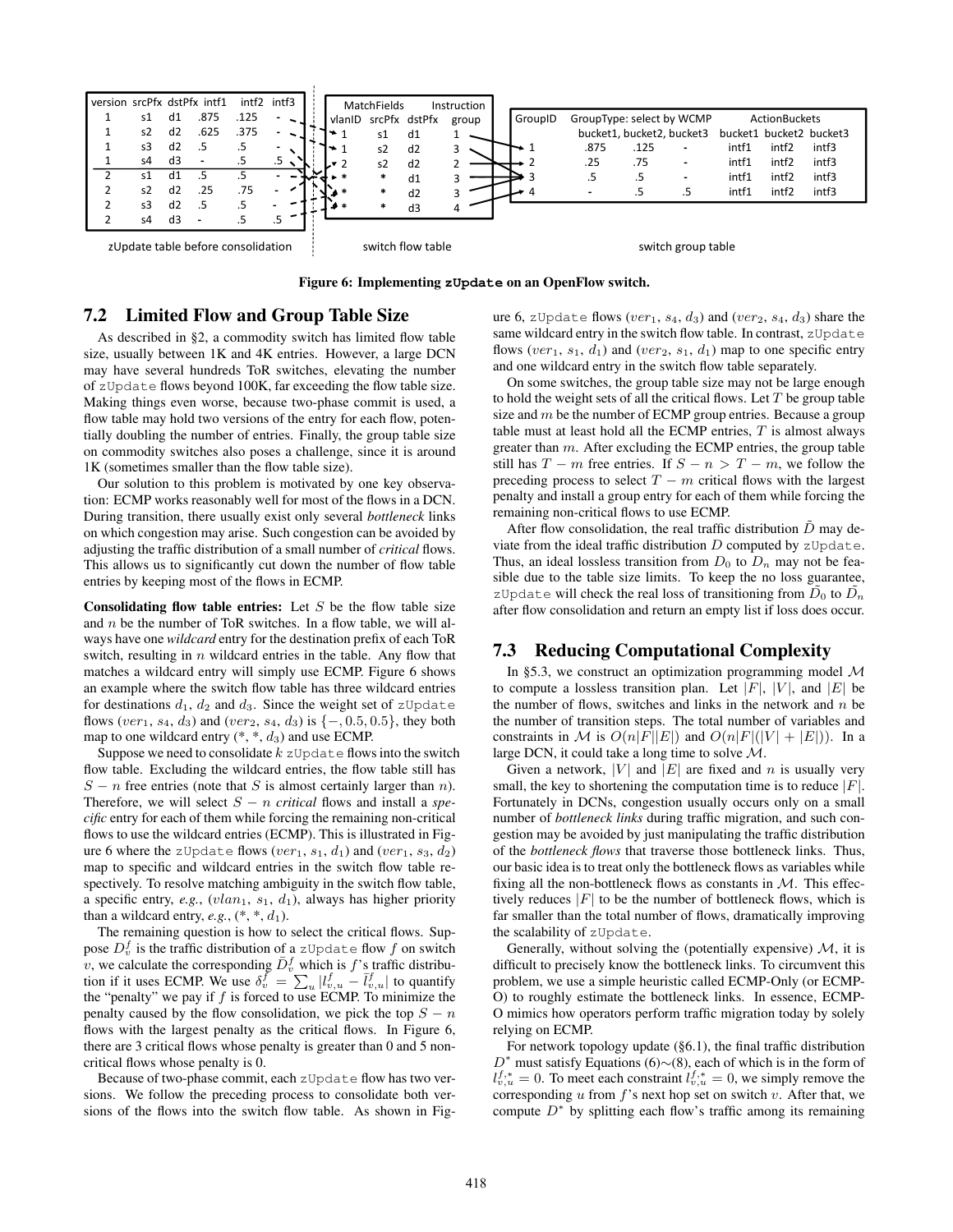| version | srcPfx | dstPfx | intf1 | intf2 | intf3 |
|---|---|---|---|---|---|
| 1 | s1 | d1 | .875 | .125 | - |
| 1 | s2 | d2 | .625 | .375 | - |
| 1 | s3 | d2 | .5 | .5 | - |
| 1 | s4 | d3 | - | .5 | .5 |
| 2 | s1 | d1 | .5 | .5 | - |
| 2 | s2 | d2 | .25 | .75 | - |
| 2 | s3 | d2 | .5 | .5 | - |
| 2 | s4 | d3 | - | .5 | .5 |

zUpdate table before consolidation

| MatchFields | | | Instruction |
|---|---|---|---|
| vlanID | srcPfx | dstPfx | group |
| 1 | s1 | d1 | 1 |
| 1 | s2 | d2 | 3 |
| 2 | s2 | d2 | 2 |
| * | * | d1 | 3 |
| * | * | d2 | 3 |
| * | * | d3 | 4 |

switch flow table

| GroupID | GroupType: select by WCMP | | | ActionBuckets | | |
|---|---|---|---|---|---|---|
| | bucket1 | bucket2 | bucket3 | bucket1 | bucket2 | bucket3 |
| 1 | .875 | .125 | - | intf1 | intf2 | intf3 |
| 2 | .25 | .75 | - | intf1 | intf2 | intf3 |
| 3 | .5 | .5 | - | intf1 | intf2 | intf3 |
| 4 | - | .5 | .5 | intf1 | intf2 | intf3 |

switch group table

**Figure 6: Implementing zUpdate on an OpenFlow switch.**

## 7.2 Limited Flow and Group Table Size

As described in §2, a commodity switch has limited flow table size, usually between 1K and 4K entries. However, a large DCN may have several hundreds ToR switches, elevating the number of zUpdate flows beyond 100K, far exceeding the flow table size. Making things even worse, because two-phase commit is used, a flow table may hold two versions of the entry for each flow, potentially doubling the number of entries. Finally, the group table size on commodity switches also poses a challenge, since it is around 1K (sometimes smaller than the flow table size).

Our solution to this problem is motivated by one key observation: ECMP works reasonably well for most of the flows in a DCN. During transition, there usually exist only several *bottleneck* links on which congestion may arise. Such congestion can be avoided by adjusting the traffic distribution of a small number of *critical* flows. This allows us to significantly cut down the number of flow table entries by keeping most of the flows in ECMP.

**Consolidating flow table entries:** Let $S$ be the flow table size and $n$ be the number of ToR switches. In a flow table, we will always have one *wildcard* entry for the destination prefix of each ToR switch, resulting in $n$ wildcard entries in the table. Any flow that matches a wildcard entry will simply use ECMP. Figure 6 shows an example where the switch flow table has three wildcard entries for destinations $d_1$, $d_2$ and $d_3$. Since the weight set of zUpdate flows ($ver_1$, $s_4$, $d_3$) and ($ver_2$, $s_4$, $d_3$) is $\{-, 0.5, 0.5\}$, they both map to one wildcard entry (*, *, $d_3$) and use ECMP.

Suppose we need to consolidate $k$ zUpdate flows into the switch flow table. Excluding the wildcard entries, the flow table still has $S - n$ free entries (note that $S$ is almost certainly larger than $n$). Therefore, we will select $S - n$ *critical* flows and install a *specific* entry for each of them while forcing the remaining non-critical flows to use the wildcard entries (ECMP). This is illustrated in Figure 6 where the zUpdate flows ($ver_1$, $s_1$, $d_1$) and ($ver_1$, $s_3$, $d_2$) map to specific and wildcard entries in the switch flow table respectively. To resolve matching ambiguity in the switch flow table, a specific entry, *e.g.*, ($vlan_1$, $s_1$, $d_1$), always has higher priority than a wildcard entry, *e.g.*, (*, *, $d_1$).

The remaining question is how to select the critical flows. Suppose $D_v^f$ is the traffic distribution of a zUpdate flow $f$ on switch $v$, we calculate the corresponding $\bar{D}_v^f$ which is $f$'s traffic distribution if it uses ECMP. We use $\delta_v^f = \sum_u |l_{v,u}^f - \bar{l}_{v,u}^f|$ to quantify the "penalty" we pay if $f$ is forced to use ECMP. To minimize the penalty caused by the flow consolidation, we pick the top $S - n$ flows with the largest penalty as the critical flows. In Figure 6, there are 3 critical flows whose penalty is greater than 0 and 5 non-critical flows whose penalty is 0.

Because of two-phase commit, each zUpdate flow has two versions. We follow the preceding process to consolidate both versions of the flows into the switch flow table. As shown in Figure 6, zUpdate flows ($ver_1$, $s_4$, $d_3$) and ($ver_2$, $s_4$, $d_3$) share the same wildcard entry in the switch flow table. In contrast, zUpdate flows ($ver_1$, $s_1$, $d_1$) and ($ver_2$, $s_1$, $d_1$) map to one specific entry and one wildcard entry in the switch flow table separately.

On some switches, the group table size may not be large enough to hold the weight sets of all the critical flows. Let $T$ be group table size and $m$ be the number of ECMP group entries. Because a group table must at least hold all the ECMP entries, $T$ is almost always greater than $m$. After excluding the ECMP entries, the group table still has $T - m$ free entries. If $S - n > T - m$, we follow the preceding process to select $T - m$ critical flows with the largest penalty and install a group entry for each of them while forcing the remaining non-critical flows to use ECMP.

After flow consolidation, the real traffic distribution $\tilde{D}$ may deviate from the ideal traffic distribution $D$ computed by zUpdate. Thus, an ideal lossless transition from $D_0$ to $D_n$ may not be feasible due to the table size limits. To keep the no loss guarantee, zUpdate will check the real loss of transitioning from $\tilde{D}_0$ to $\tilde{D}_n$ after flow consolidation and return an empty list if loss does occur.

## 7.3 Reducing Computational Complexity

In §5.3, we construct an optimization programming model $\mathcal{M}$ to compute a lossless transition plan. Let $|F|$, $|V|$, and $|E|$ be the number of flows, switches and links in the network and $n$ be the number of transition steps. The total number of variables and constraints in $\mathcal{M}$ is $O(n|F||E|)$ and $O(n|F|(|V| + |E|))$. In a large DCN, it could take a long time to solve $\mathcal{M}$.

Given a network, $|V|$ and $|E|$ are fixed and $n$ is usually very small, the key to shortening the computation time is to reduce $|F|$. Fortunately in DCNs, congestion usually occurs only on a small number of *bottleneck links* during traffic migration, and such congestion may be avoided by just manipulating the traffic distribution of the *bottleneck flows* that traverse those bottleneck links. Thus, our basic idea is to treat only the bottleneck flows as variables while fixing all the non-bottleneck flows as constants in $\mathcal{M}$. This effectively reduces $|F|$ to be the number of bottleneck flows, which is far smaller than the total number of flows, dramatically improving the scalability of zUpdate.

Generally, without solving the (potentially expensive) $\mathcal{M}$, it is difficult to precisely know the bottleneck links. To circumvent this problem, we use a simple heuristic called ECMP-Only (or ECMP-O) to roughly estimate the bottleneck links. In essence, ECMP-O mimics how operators perform traffic migration today by solely relying on ECMP.

For network topology update (§6.1), the final traffic distribution $D^*$ must satisfy Equations (6)~(8), each of which is in the form of $l_{v,u}^{f,*} = 0$. To meet each constraint $l_{v,u}^{f,*} = 0$, we simply remove the corresponding $u$ from $f$'s next hop set on switch $v$. After that, we compute $D^*$ by splitting each flow's traffic among its remaining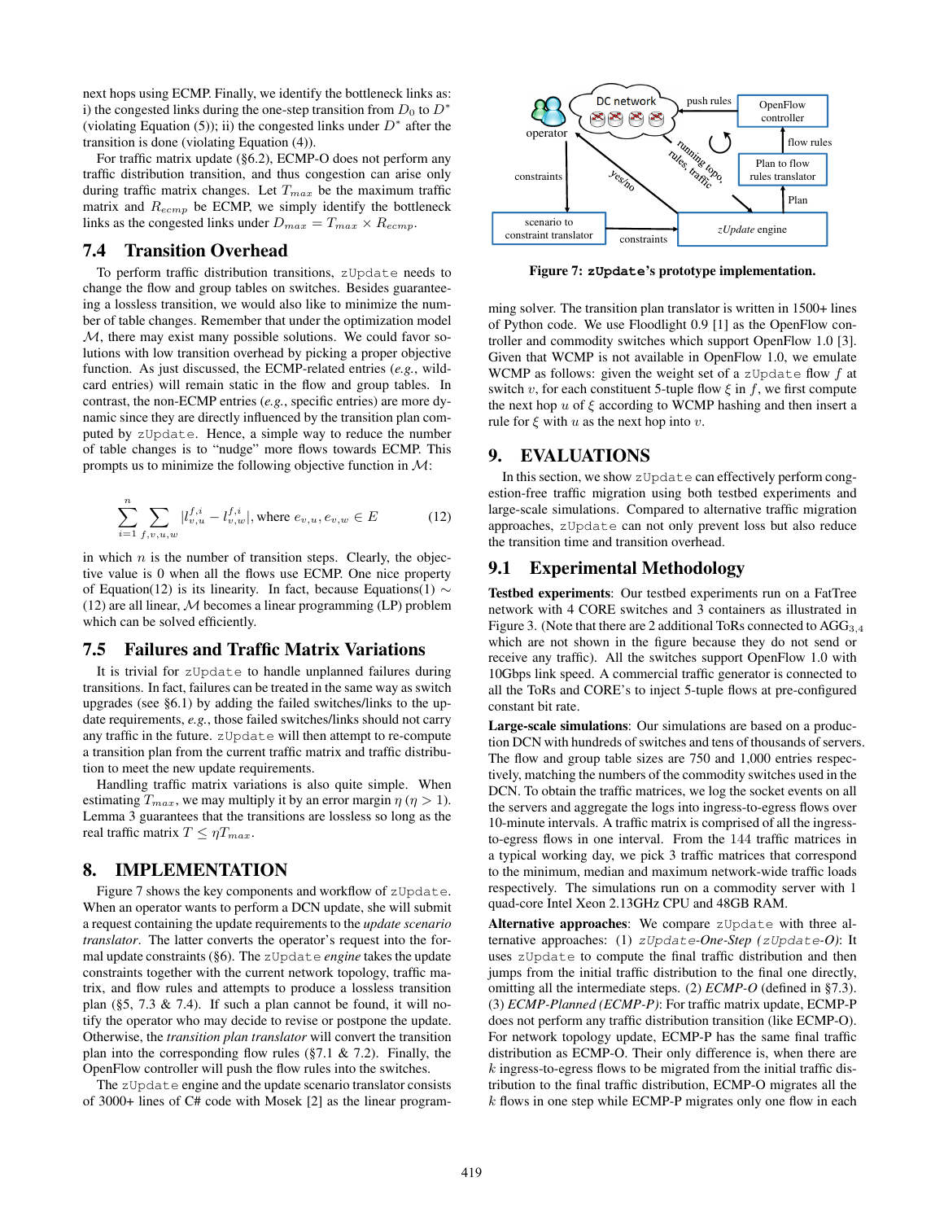next hops using ECMP. Finally, we identify the bottleneck links as: i) the congested links during the one-step transition from $D_0$ to $D^*$ (violating Equation (5)); ii) the congested links under $D^*$ after the transition is done (violating Equation (4)).

For traffic matrix update (§6.2), ECMP-O does not perform any traffic distribution transition, and thus congestion can arise only during traffic matrix changes. Let $T_{max}$ be the maximum traffic matrix and $R_{ecmp}$ be ECMP, we simply identify the bottleneck links as the congested links under $D_{max} = T_{max} \times R_{ecmp}$.

## 7.4 Transition Overhead

To perform traffic distribution transitions, zUpdate needs to change the flow and group tables on switches. Besides guaranteeing a lossless transition, we would also like to minimize the number of table changes. Remember that under the optimization model $\mathcal{M}$, there may exist many possible solutions. We could favor solutions with low transition overhead by picking a proper objective function. As just discussed, the ECMP-related entries (*e.g.*, wildcard entries) will remain static in the flow and group tables. In contrast, the non-ECMP entries (*e.g.*, specific entries) are more dynamic since they are directly influenced by the transition plan computed by zUpdate. Hence, a simple way to reduce the number of table changes is to "nudge" more flows towards ECMP. This prompts us to minimize the following objective function in $\mathcal{M}$:

$$\sum_{i=1}^{n} \sum_{f,v,u,w} |l_{v,u}^{f,i} - l_{v,w}^{f,i}|, \text{ where } e_{v,u}, e_{v,w} \in E \tag{12}$$

in which $n$ is the number of transition steps. Clearly, the objective value is 0 when all the flows use ECMP. One nice property of Equation(12) is its linearity. In fact, because Equations(1) $\sim$ (12) are all linear, $\mathcal{M}$ becomes a linear programming (LP) problem which can be solved efficiently.

## 7.5 Failures and Traffic Matrix Variations

It is trivial for zUpdate to handle unplanned failures during transitions. In fact, failures can be treated in the same way as switch upgrades (see §6.1) by adding the failed switches/links to the update requirements, *e.g.*, those failed switches/links should not carry any traffic in the future. zUpdate will then attempt to re-compute a transition plan from the current traffic matrix and traffic distribution to meet the new update requirements.

Handling traffic matrix variations is also quite simple. When estimating $T_{max}$, we may multiply it by an error margin $\eta$ ($\eta > 1$). Lemma 3 guarantees that the transitions are lossless so long as the real traffic matrix $T \leq \eta T_{max}$.

# 8. IMPLEMENTATION

Figure 7 shows the key components and workflow of zUpdate. When an operator wants to perform a DCN update, she will submit a request containing the update requirements to the *update scenario translator*. The latter converts the operator's request into the formal update constraints (§6). The zUpdate *engine* takes the update constraints together with the current network topology, traffic matrix, and flow rules and attempts to produce a lossless transition plan (§5, 7.3 & 7.4). If such a plan cannot be found, it will notify the operator who may decide to revise or postpone the update. Otherwise, the *transition plan translator* will convert the transition plan into the corresponding flow rules (§7.1 & 7.2). Finally, the OpenFlow controller will push the flow rules into the switches.

The zUpdate engine and the update scenario translator consists of 3000+ lines of C# code with Mosek [2] as the linear programming solver. The transition plan translator is written in 1500+ lines of Python code. We use Floodlight 0.9 [1] as the OpenFlow controller and commodity switches which support OpenFlow 1.0 [3]. Given that WCMP is not available in OpenFlow 1.0, we emulate WCMP as follows: given the weight set of a zUpdate flow $f$ at switch $v$, for each constituent 5-tuple flow $\xi$ in $f$, we first compute the next hop $u$ of $\xi$ according to WCMP hashing and then insert a rule for $\xi$ with $u$ as the next hop into $v$.

**Figure 7: zUpdate's prototype implementation.**

# 9. EVALUATIONS

In this section, we show zUpdate can effectively perform congestion-free traffic migration using both testbed experiments and large-scale simulations. Compared to alternative traffic migration approaches, zUpdate can not only prevent loss but also reduce the transition time and transition overhead.

## 9.1 Experimental Methodology

**Testbed experiments**: Our testbed experiments run on a FatTree network with 4 CORE switches and 3 containers as illustrated in Figure 3. (Note that there are 2 additional ToRs connected to $AGG_{3,4}$ which are not shown in the figure because they do not send or receive any traffic). All the switches support OpenFlow 1.0 with 10Gbps link speed. A commercial traffic generator is connected to all the ToRs and CORE's to inject 5-tuple flows at pre-configured constant bit rate.

**Large-scale simulations**: Our simulations are based on a production DCN with hundreds of switches and tens of thousands of servers. The flow and group table sizes are 750 and 1,000 entries respectively, matching the numbers of the commodity switches used in the DCN. To obtain the traffic matrices, we log the socket events on all the servers and aggregate the logs into ingress-to-egress flows over 10-minute intervals. A traffic matrix is comprised of all the ingress-to-egress flows in one interval. From the 144 traffic matrices in a typical working day, we pick 3 traffic matrices that correspond to the minimum, median and maximum network-wide traffic loads respectively. The simulations run on a commodity server with 1 quad-core Intel Xeon 2.13GHz CPU and 48GB RAM.

**Alternative approaches**: We compare zUpdate with three alternative approaches: (1) *zUpdate-One-Step (zUpdate-O)*: It uses zUpdate to compute the final traffic distribution and then jumps from the initial traffic distribution to the final one directly, omitting all the intermediate steps. (2) *ECMP-O* (defined in §7.3). (3) *ECMP-Planned (ECMP-P)*: For traffic matrix update, ECMP-P does not perform any traffic distribution transition (like ECMP-O). For network topology update, ECMP-P has the same final traffic distribution as ECMP-O. Their only difference is, when there are $k$ ingress-to-egress flows to be migrated from the initial traffic distribution to the final traffic distribution, ECMP-O migrates all the $k$ flows in one step while ECMP-P migrates only one flow in each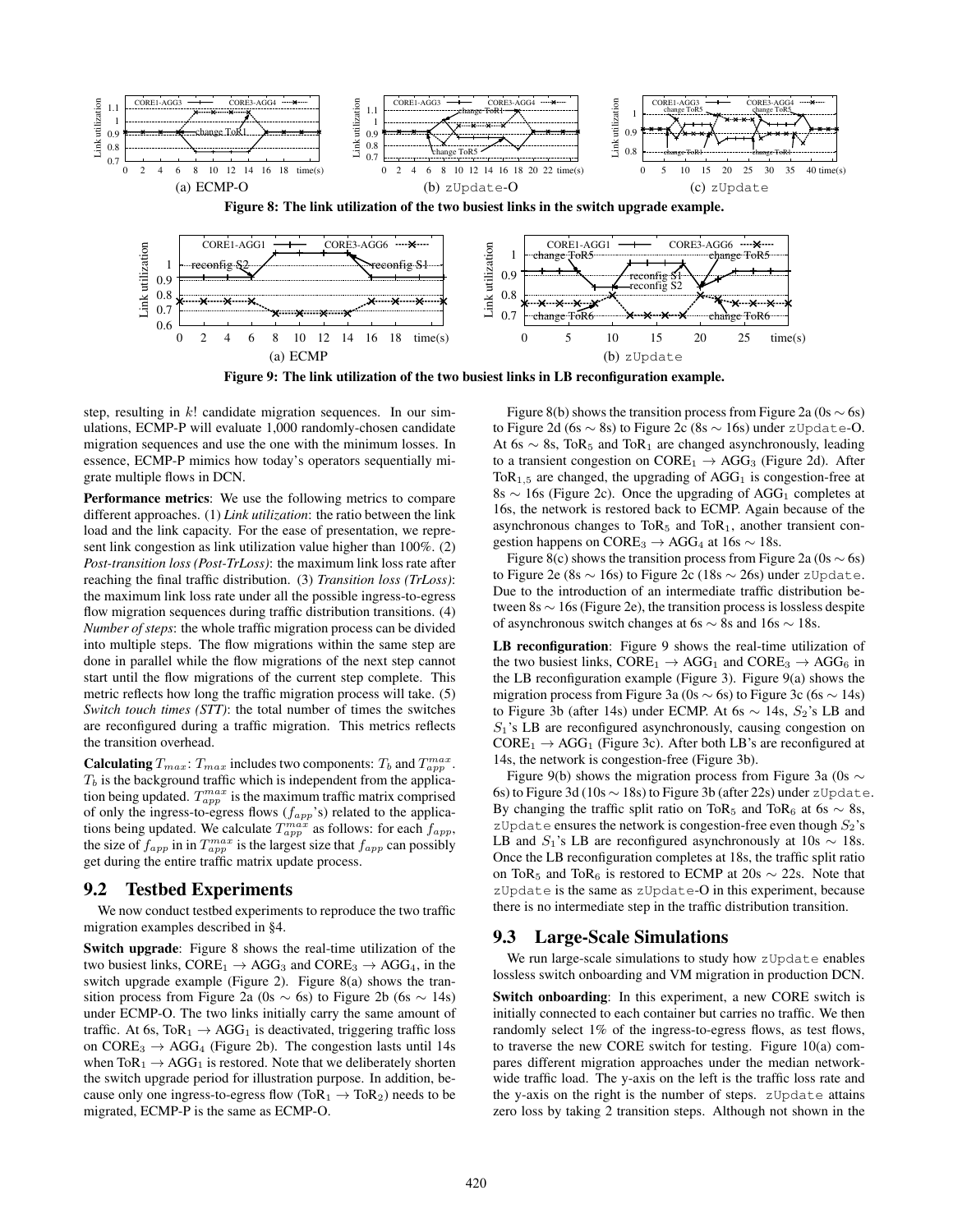Figure 8: The link utilization of the two busiest links in the switch upgrade example.

Figure 9: The link utilization of the two busiest links in LB reconfiguration example.

step, resulting in $k!$ candidate migration sequences. In our simulations, ECMP-P will evaluate 1,000 randomly-chosen candidate migration sequences and use the one with the minimum losses. In essence, ECMP-P mimics how today's operators sequentially migrate multiple flows in DCN.

**Performance metrics**: We use the following metrics to compare different approaches. (1) *Link utilization*: the ratio between the link load and the link capacity. For the ease of presentation, we represent link congestion as link utilization value higher than 100%. (2) *Post-transition loss (Post-TrLoss)*: the maximum link loss rate after reaching the final traffic distribution. (3) *Transition loss (TrLoss)*: the maximum link loss rate under all the possible ingress-to-egress flow migration sequences during traffic distribution transitions. (4) *Number of steps*: the whole traffic migration process can be divided into multiple steps. The flow migrations within the same step are done in parallel while the flow migrations of the next step cannot start until the flow migrations of the current step complete. This metric reflects how long the traffic migration process will take. (5) *Switch touch times (STT)*: the total number of times the switches are reconfigured during a traffic migration. This metrics reflects the transition overhead.

**Calculating** $T_{max}$: $T_{max}$ includes two components: $T_b$ and $T_{app}^{max}$. $T_b$ is the background traffic which is independent from the application being updated. $T_{app}^{max}$ is the maximum traffic matrix comprised of only the ingress-to-egress flows ($f_{app}$'s) related to the applications being updated. We calculate $T_{app}^{max}$ as follows: for each $f_{app}$, the size of $f_{app}$ in in $T_{app}^{max}$ is the largest size that $f_{app}$ can possibly get during the entire traffic matrix update process.

## 9.2 Testbed Experiments

We now conduct testbed experiments to reproduce the two traffic migration examples described in §4.

**Switch upgrade**: Figure 8 shows the real-time utilization of the two busiest links, $\text{CORE}_1 \rightarrow \text{AGG}_3$ and $\text{CORE}_3 \rightarrow \text{AGG}_4$, in the switch upgrade example (Figure 2). Figure 8(a) shows the transition process from Figure 2a (0s $\sim$ 6s) to Figure 2b (6s $\sim$ 14s) under ECMP-O. The two links initially carry the same amount of traffic. At 6s, $\text{ToR}_1 \rightarrow \text{AGG}_1$ is deactivated, triggering traffic loss on $\text{CORE}_3 \rightarrow \text{AGG}_4$ (Figure 2b). The congestion lasts until 14s when $\text{ToR}_1 \rightarrow \text{AGG}_1$ is restored. Note that we deliberately shorten the switch upgrade period for illustration purpose. In addition, because only one ingress-to-egress flow ($\text{ToR}_1 \rightarrow \text{ToR}_2$) needs to be migrated, ECMP-P is the same as ECMP-O.

Figure 8(b) shows the transition process from Figure 2a (0s $\sim$ 6s) to Figure 2d (6s $\sim$ 8s) to Figure 2c (8s $\sim$ 16s) under zUpdate-O. At 6s $\sim$ 8s, $\text{ToR}_5$ and $\text{ToR}_1$ are changed asynchronously, leading to a transient congestion on $\text{CORE}_1 \rightarrow \text{AGG}_3$ (Figure 2d). After $\text{ToR}_{1,5}$ are changed, the upgrading of $\text{AGG}_1$ is congestion-free at 8s $\sim$ 16s (Figure 2c). Once the upgrading of $\text{AGG}_1$ completes at 16s, the network is restored back to ECMP. Again because of the asynchronous changes to $\text{ToR}_5$ and $\text{ToR}_1$, another transient congestion happens on $\text{CORE}_3 \rightarrow \text{AGG}_4$ at 16s $\sim$ 18s.

Figure 8(c) shows the transition process from Figure 2a (0s $\sim$ 6s) to Figure 2e (8s $\sim$ 16s) to Figure 2c (18s $\sim$ 26s) under zUpdate. Due to the introduction of an intermediate traffic distribution between 8s $\sim$ 16s (Figure 2e), the transition process is lossless despite of asynchronous switch changes at 6s $\sim$ 8s and 16s $\sim$ 18s.

**LB reconfiguration**: Figure 9 shows the real-time utilization of the two busiest links, $\text{CORE}_1 \rightarrow \text{AGG}_1$ and $\text{CORE}_3 \rightarrow \text{AGG}_6$ in the LB reconfiguration example (Figure 3). Figure 9(a) shows the migration process from Figure 3a (0s $\sim$ 6s) to Figure 3c (6s $\sim$ 14s) to Figure 3b (after 14s) under ECMP. At 6s $\sim$ 14s, $S_2$'s LB and $S_1$'s LB are reconfigured asynchronously, causing congestion on $\text{CORE}_1 \rightarrow \text{AGG}_1$ (Figure 3c). After both LB's are reconfigured at 14s, the network is congestion-free (Figure 3b).

Figure 9(b) shows the migration process from Figure 3a (0s $\sim$ 6s) to Figure 3d (10s $\sim$ 18s) to Figure 3b (after 22s) under zUpdate. By changing the traffic split ratio on $\text{ToR}_5$ and $\text{ToR}_6$ at 6s $\sim$ 8s, zUpdate ensures the network is congestion-free even though $S_2$'s LB and $S_1$'s LB are reconfigured asynchronously at 10s $\sim$ 18s. Once the LB reconfiguration completes at 18s, the traffic split ratio on $\text{ToR}_5$ and $\text{ToR}_6$ is restored to ECMP at 20s $\sim$ 22s. Note that zUpdate is the same as zUpdate-O in this experiment, because there is no intermediate step in the traffic distribution transition.

## 9.3 Large-Scale Simulations

We run large-scale simulations to study how zUpdate enables lossless switch onboarding and VM migration in production DCN.

**Switch onboarding**: In this experiment, a new CORE switch is initially connected to each container but carries no traffic. We then randomly select 1% of the ingress-to-egress flows, as test flows, to traverse the new CORE switch for testing. Figure 10(a) compares different migration approaches under the median network-wide traffic load. The y-axis on the left is the traffic loss rate and the y-axis on the right is the number of steps. zUpdate attains zero loss by taking 2 transition steps. Although not shown in the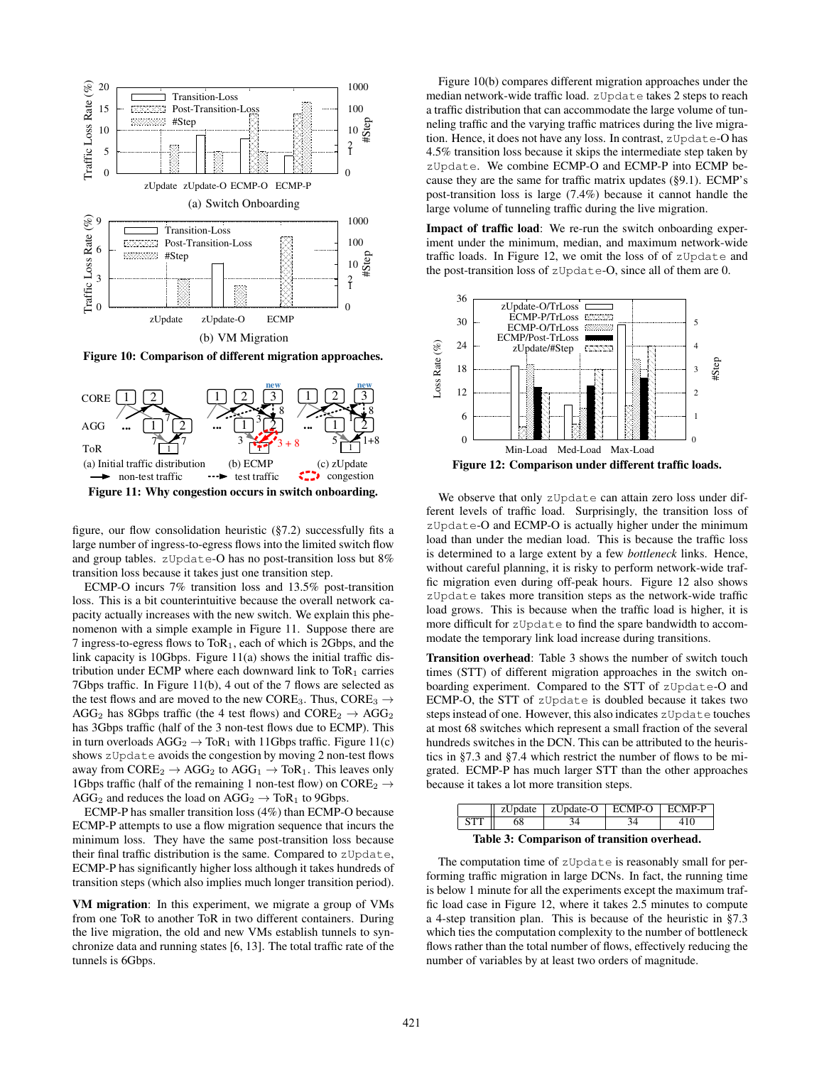Figure 10: Comparison of different migration approaches.

Figure 11: Why congestion occurs in switch onboarding.

figure, our flow consolidation heuristic (§7.2) successfully fits a large number of ingress-to-egress flows into the limited switch flow and group tables. zUpdate-O has no post-transition loss but 8% transition loss because it takes just one transition step.

ECMP-O incurs 7% transition loss and 13.5% post-transition loss. This is a bit counterintuitive because the overall network capacity actually increases with the new switch. We explain this phenomenon with a simple example in Figure 11. Suppose there are 7 ingress-to-egress flows to $\text{ToR}_1$, each of which is 2Gbps, and the link capacity is 10Gbps. Figure 11(a) shows the initial traffic distribution under ECMP where each downward link to $\text{ToR}_1$ carries 7Gbps traffic. In Figure 11(b), 4 out of the 7 flows are selected as the test flows and are moved to the new $\text{CORE}_3$. Thus, $\text{CORE}_3 \rightarrow \text{AGG}_2$ has 8Gbps traffic (the 4 test flows) and $\text{CORE}_2 \rightarrow \text{AGG}_2$ has 3Gbps traffic (half of the 3 non-test flows due to ECMP). This in turn overloads $\text{AGG}_2 \rightarrow \text{ToR}_1$ with 11Gbps traffic. Figure 11(c) shows zUpdate avoids the congestion by moving 2 non-test flows away from $\text{CORE}_2 \rightarrow \text{AGG}_2$ to $\text{AGG}_1 \rightarrow \text{ToR}_1$. This leaves only 1Gbps traffic (half of the remaining 1 non-test flow) on $\text{CORE}_2 \rightarrow \text{AGG}_2$ and reduces the load on $\text{AGG}_2 \rightarrow \text{ToR}_1$ to 9Gbps.

ECMP-P has smaller transition loss (4%) than ECMP-O because ECMP-P attempts to use a flow migration sequence that incurs the minimum loss. They have the same post-transition loss because their final traffic distribution is the same. Compared to zUpdate, ECMP-P has significantly higher loss although it takes hundreds of transition steps (which also implies much longer transition period).

**VM migration**: In this experiment, we migrate a group of VMs from one ToR to another ToR in two different containers. During the live migration, the old and new VMs establish tunnels to synchronize data and running states [6, 13]. The total traffic rate of the tunnels is 6Gbps.

Figure 10(b) compares different migration approaches under the median network-wide traffic load. zUpdate takes 2 steps to reach a traffic distribution that can accommodate the large volume of tunneling traffic and the varying traffic matrices during the live migration. Hence, it does not have any loss. In contrast, zUpdate-O has 4.5% transition loss because it skips the intermediate step taken by zUpdate. We combine ECMP-O and ECMP-P into ECMP because they are the same for traffic matrix updates (§9.1). ECMP's post-transition loss is large (7.4%) because it cannot handle the large volume of tunneling traffic during the live migration.

**Impact of traffic load**: We re-run the switch onboarding experiment under the minimum, median, and maximum network-wide traffic loads. In Figure 12, we omit the loss of of zUpdate and the post-transition loss of zUpdate-O, since all of them are 0.

Figure 12: Comparison under different traffic loads.

We observe that only zUpdate can attain zero loss under different levels of traffic load. Surprisingly, the transition loss of zUpdate-O and ECMP-O is actually higher under the minimum load than under the median load. This is because the traffic loss is determined to a large extent by a few *bottleneck* links. Hence, without careful planning, it is risky to perform network-wide traffic migration even during off-peak hours. Figure 12 also shows zUpdate takes more transition steps as the network-wide traffic load grows. This is because when the traffic load is higher, it is more difficult for zUpdate to find the spare bandwidth to accommodate the temporary link load increase during transitions.

**Transition overhead**: Table 3 shows the number of switch touch times (STT) of different migration approaches in the switch onboarding experiment. Compared to the STT of zUpdate-O and ECMP-O, the STT of zUpdate is doubled because it takes two steps instead of one. However, this also indicates zUpdate touches at most 68 switches which represent a small fraction of the several hundreds switches in the DCN. This can be attributed to the heuristics in §7.3 and §7.4 which restrict the number of flows to be migrated. ECMP-P has much larger STT than the other approaches because it takes a lot more transition steps.

| | zUpdate | zUpdate-O | ECMP-O | ECMP-P |
|---|---|---|---|---|
| STT | 68 | 34 | 34 | 410 |

**Table 3: Comparison of transition overhead.**

The computation time of zUpdate is reasonably small for performing traffic migration in large DCNs. In fact, the running time is below 1 minute for all the experiments except the maximum traffic load case in Figure 12, where it takes 2.5 minutes to compute a 4-step transition plan. This is because the heuristic in §7.3 which ties the computation complexity to the number of bottleneck flows rather than the total number of flows, effectively reducing the number of variables by at least two orders of magnitude.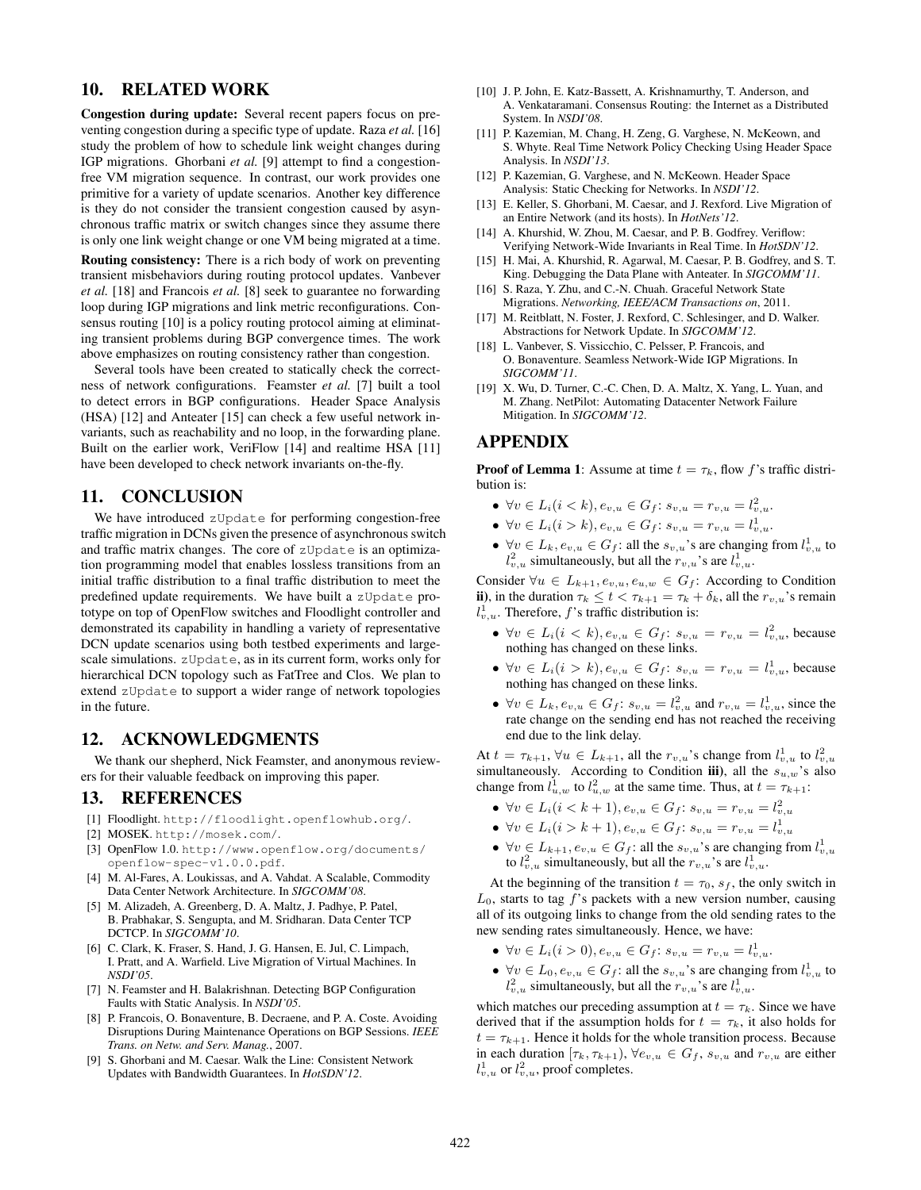## 10. RELATED WORK

**Congestion during update:** Several recent papers focus on preventing congestion during a specific type of update. Raza *et al.* [16] study the problem of how to schedule link weight changes during IGP migrations. Ghorbani *et al.* [9] attempt to find a congestion-free VM migration sequence. In contrast, our work provides one primitive for a variety of update scenarios. Another key difference is they do not consider the transient congestion caused by asynchronous traffic matrix or switch changes since they assume there is only one link weight change or one VM being migrated at a time.

**Routing consistency:** There is a rich body of work on preventing transient misbehaviors during routing protocol updates. Vanbever *et al.* [18] and Francois *et al.* [8] seek to guarantee no forwarding loop during IGP migrations and link metric reconfigurations. Consensus routing [10] is a policy routing protocol aiming at eliminating transient problems during BGP convergence times. The work above emphasizes on routing consistency rather than congestion.

Several tools have been created to statically check the correctness of network configurations. Feamster *et al.* [7] built a tool to detect errors in BGP configurations. Header Space Analysis (HSA) [12] and Anteater [15] can check a few useful network invariants, such as reachability and no loop, in the forwarding plane. Built on the earlier work, VeriFlow [14] and realtime HSA [11] have been developed to check network invariants on-the-fly.

## 11. CONCLUSION

We have introduced `zUpdate` for performing congestion-free traffic migration in DCNs given the presence of asynchronous switch and traffic matrix changes. The core of `zUpdate` is an optimization programming model that enables lossless transitions from an initial traffic distribution to a final traffic distribution to meet the predefined update requirements. We have built a `zUpdate` prototype on top of OpenFlow switches and Floodlight controller and demonstrated its capability in handling a variety of representative DCN update scenarios using both testbed experiments and large-scale simulations. `zUpdate`, as in its current form, works only for hierarchical DCN topology such as FatTree and Clos. We plan to extend `zUpdate` to support a wider range of network topologies in the future.

## 12. ACKNOWLEDGMENTS

We thank our shepherd, Nick Feamster, and anonymous reviewers for their valuable feedback on improving this paper.

## 13. REFERENCES

[1] Floodlight. http://floodlight.openflowhub.org/.

[2] MOSEK. http://mosek.com/.

[3] OpenFlow 1.0. http://www.openflow.org/documents/openflow-spec-v1.0.0.pdf.

[4] M. Al-Fares, A. Loukissas, and A. Vahdat. A Scalable, Commodity Data Center Network Architecture. In *SIGCOMM'08*.

[5] M. Alizadeh, A. Greenberg, D. A. Maltz, J. Padhye, P. Patel, B. Prabhakar, S. Sengupta, and M. Sridharan. Data Center TCP DCTCP. In *SIGCOMM'10*.

[6] C. Clark, K. Fraser, S. Hand, J. G. Hansen, E. Jul, C. Limpach, I. Pratt, and A. Warfield. Live Migration of Virtual Machines. In *NSDI'05*.

[7] N. Feamster and H. Balakrishnan. Detecting BGP Configuration Faults with Static Analysis. In *NSDI'05*.

[8] P. Francois, O. Bonaventure, B. Decraene, and P. A. Coste. Avoiding Disruptions During Maintenance Operations on BGP Sessions. *IEEE Trans. on Netw. and Serv. Manag.*, 2007.

[9] S. Ghorbani and M. Caesar. Walk the Line: Consistent Network Updates with Bandwidth Guarantees. In *HotSDN'12*.

[10] J. P. John, E. Katz-Bassett, A. Krishnamurthy, T. Anderson, and A. Venkataramani. Consensus Routing: the Internet as a Distributed System. In *NSDI'08*.

[11] P. Kazemian, M. Chang, H. Zeng, G. Varghese, N. McKeown, and S. Whyte. Real Time Network Policy Checking Using Header Space Analysis. In *NSDI'13*.

[12] P. Kazemian, G. Varghese, and N. McKeown. Header Space Analysis: Static Checking for Networks. In *NSDI'12*.

[13] E. Keller, S. Ghorbani, M. Caesar, and J. Rexford. Live Migration of an Entire Network (and its hosts). In *HotNets'12*.

[14] A. Khurshid, W. Zhou, M. Caesar, and P. B. Godfrey. Veriflow: Verifying Network-Wide Invariants in Real Time. In *HotSDN'12*.

[15] H. Mai, A. Khurshid, R. Agarwal, M. Caesar, P. B. Godfrey, and S. T. King. Debugging the Data Plane with Anteater. In *SIGCOMM'11*.

[16] S. Raza, Y. Zhu, and C.-N. Chuah. Graceful Network State Migrations. *Networking, IEEE/ACM Transactions on*, 2011.

[17] M. Reitblatt, N. Foster, J. Rexford, C. Schlesinger, and D. Walker. Abstractions for Network Update. In *SIGCOMM'12*.

[18] L. Vanbever, S. Vissicchio, C. Pelsser, P. Francois, and O. Bonaventure. Seamless Network-Wide IGP Migrations. In *SIGCOMM'11*.

[19] X. Wu, D. Turner, C.-C. Chen, D. A. Maltz, X. Yang, L. Yuan, and M. Zhang. NetPilot: Automating Datacenter Network Failure Mitigation. In *SIGCOMM'12*.

## APPENDIX

**Proof of Lemma 1**: Assume at time $t = \tau_k$, flow $f$'s traffic distribution is:

- $\forall v \in L_i (i < k), e_{v,u} \in G_f$: $s_{v,u} = r_{v,u} = l^2_{v,u}$.
- $\forall v \in L_i (i > k), e_{v,u} \in G_f$: $s_{v,u} = r_{v,u} = l^1_{v,u}$.
- $\forall v \in L_k, e_{v,u} \in G_f$: all the $s_{v,u}$'s are changing from $l^1_{v,u}$ to $l^2_{v,u}$ simultaneously, but all the $r_{v,u}$'s are $l^1_{v,u}$.

Consider $\forall u \in L_{k+1}, e_{v,u}, e_{u,w} \in G_f$: According to Condition **ii)**, in the duration $\tau_k \leq t < \tau_{k+1} = \tau_k + \delta_k$, all the $r_{v,u}$'s remain $l^1_{v,u}$. Therefore, $f$'s traffic distribution is:

- $\forall v \in L_i (i < k), e_{v,u} \in G_f$: $s_{v,u} = r_{v,u} = l^2_{v,u}$, because nothing has changed on these links.
- $\forall v \in L_i (i > k), e_{v,u} \in G_f$: $s_{v,u} = r_{v,u} = l^1_{v,u}$, because nothing has changed on these links.
- $\forall v \in L_k, e_{v,u} \in G_f$: $s_{v,u} = l^2_{v,u}$ and $r_{v,u} = l^1_{v,u}$, since the rate change on the sending end has not reached the receiving end due to the link delay.

At $t = \tau_{k+1}$, $\forall u \in L_{k+1}$, all the $r_{v,u}$'s change from $l^1_{v,u}$ to $l^2_{v,u}$ simultaneously. According to Condition **iii)**, all the $s_{u,w}$'s also change from $l^1_{u,w}$ to $l^2_{u,w}$ at the same time. Thus, at $t = \tau_{k+1}$:

- $\forall v \in L_i (i < k+1), e_{v,u} \in G_f$: $s_{v,u} = r_{v,u} = l^2_{v,u}$
- $\forall v \in L_i (i > k+1), e_{v,u} \in G_f$: $s_{v,u} = r_{v,u} = l^1_{v,u}$
- $\forall v \in L_{k+1}, e_{v,u} \in G_f$: all the $s_{v,u}$'s are changing from $l^1_{v,u}$ to $l^2_{v,u}$ simultaneously, but all the $r_{v,u}$'s are $l^1_{v,u}$.

At the beginning of the transition $t = \tau_0$, $s_f$, the only switch in $L_0$, starts to tag $f$'s packets with a new version number, causing all of its outgoing links to change from the old sending rates to the new sending rates simultaneously. Hence, we have:

- $\forall v \in L_i (i > 0), e_{v,u} \in G_f$: $s_{v,u} = r_{v,u} = l^1_{v,u}$.
- $\forall v \in L_0, e_{v,u} \in G_f$: all the $s_{v,u}$'s are changing from $l^1_{v,u}$ to $l^2_{v,u}$ simultaneously, but all the $r_{v,u}$'s are $l^1_{v,u}$.

which matches our preceding assumption at $t = \tau_k$. Since we have derived that if the assumption holds for $t = \tau_k$, it also holds for $t = \tau_{k+1}$. Hence it holds for the whole transition process. Because in each duration $[\tau_k, \tau_{k+1})$, $\forall e_{v,u} \in G_f$, $s_{v,u}$ and $r_{v,u}$ are either $l^1_{v,u}$ or $l^2_{v,u}$, proof completes.